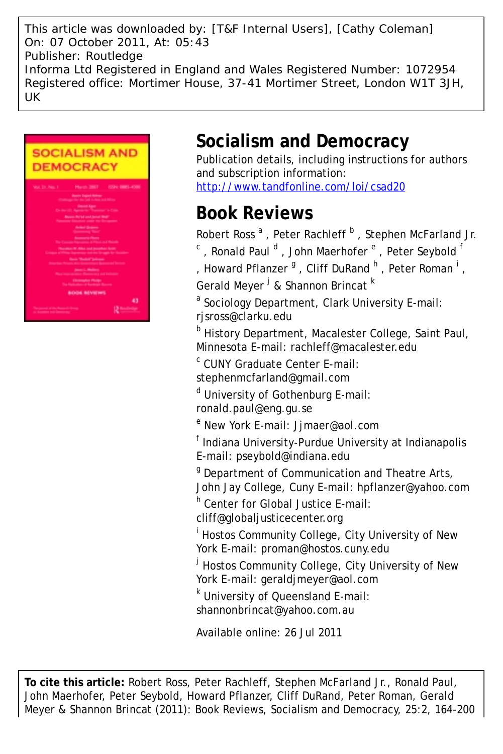This article was downloaded by: [T&F Internal Users], [Cathy Coleman]
On: 07 October 2011, At: 05:43
Publisher: Routledge
Informa Ltd Registered in England and Wales Registered Number: 1072954
Registered office: Mortimer House, 37-41 Mortimer Street, London W1T 3JH, UK

# Socialism and Democracy

Publication details, including instructions for authors and subscription information:
http://www.tandfonline.com/loi/csad20

## Book Reviews

Robert Ross [a] , Peter Rachleff [b] , Stephen McFarland Jr. [c] , Ronald Paul [d] , John Maerhofer [e] , Peter Seybold [f] , Howard Pflanzer [g] , Cliff DuRand [h] , Peter Roman [i] , Gerald Meyer [j] & Shannon Brincat [k]

[a] Sociology Department, Clark University E-mail: rjsross@clarku.edu

[b] History Department, Macalester College, Saint Paul, Minnesota E-mail: rachleff@macalester.edu

[c] CUNY Graduate Center E-mail: stephenmcfarland@gmail.com

[d] University of Gothenburg E-mail: ronald.paul@eng.gu.se

[e] New York E-mail: Jjmaer@aol.com

[f] Indiana University-Purdue University at Indianapolis E-mail: pseybold@indiana.edu

[g] Department of Communication and Theatre Arts, John Jay College, Cuny E-mail: hpflanzer@yahoo.com

[h] Center for Global Justice E-mail: cliff@globaljusticecenter.org

[i] Hostos Community College, City University of New York E-mail: proman@hostos.cuny.edu

[j] Hostos Community College, City University of New York E-mail: geraldjmeyer@aol.com

[k] University of Queensland E-mail: shannonbrincat@yahoo.com.au

Available online: 26 Jul 2011

**To cite this article:** Robert Ross, Peter Rachleff, Stephen McFarland Jr., Ronald Paul, John Maerhofer, Peter Seybold, Howard Pflanzer, Cliff DuRand, Peter Roman, Gerald Meyer & Shannon Brincat (2011): Book Reviews, Socialism and Democracy, 25:2, 164-200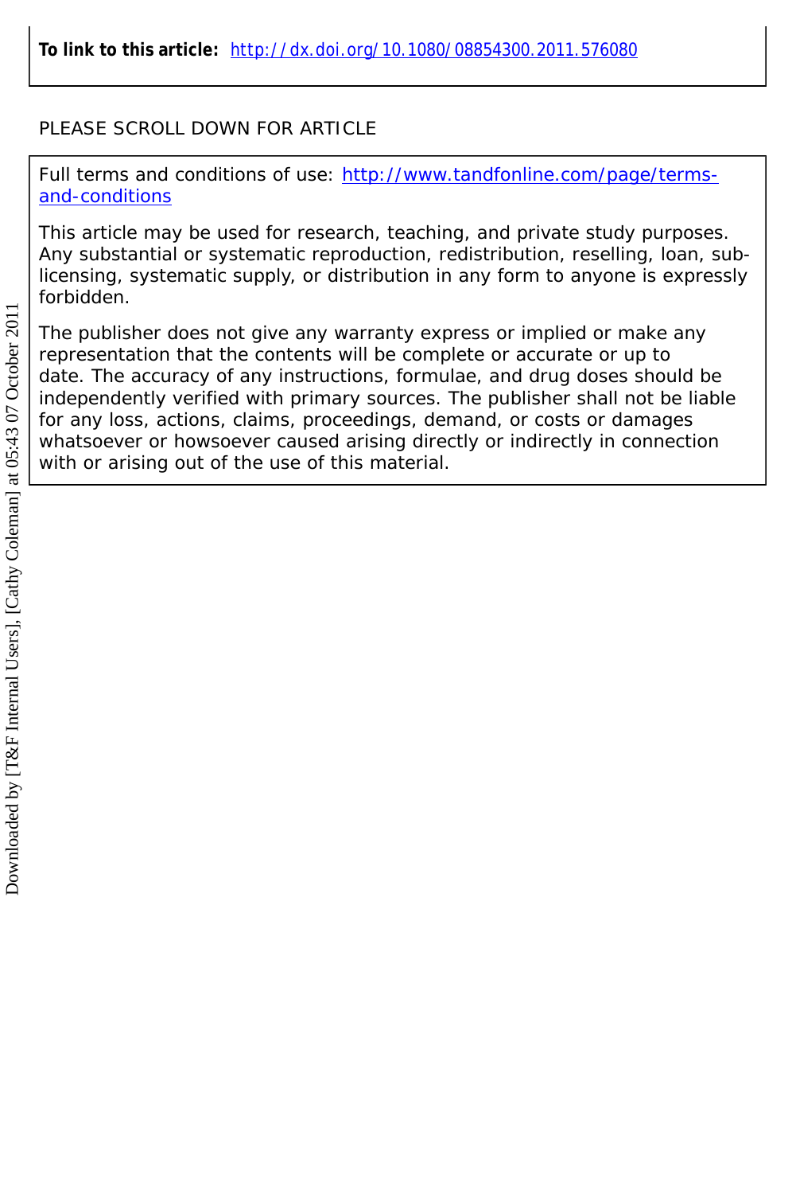**To link to this article:** http://dx.doi.org/10.1080/08854300.2011.576080

PLEASE SCROLL DOWN FOR ARTICLE

Full terms and conditions of use: http://www.tandfonline.com/page/terms-and-conditions

This article may be used for research, teaching, and private study purposes. Any substantial or systematic reproduction, redistribution, reselling, loan, sub-licensing, systematic supply, or distribution in any form to anyone is expressly forbidden.

The publisher does not give any warranty express or implied or make any representation that the contents will be complete or accurate or up to date. The accuracy of any instructions, formulae, and drug doses should be independently verified with primary sources. The publisher shall not be liable for any loss, actions, claims, proceedings, demand, or costs or damages whatsoever or howsoever caused arising directly or indirectly in connection with or arising out of the use of this material.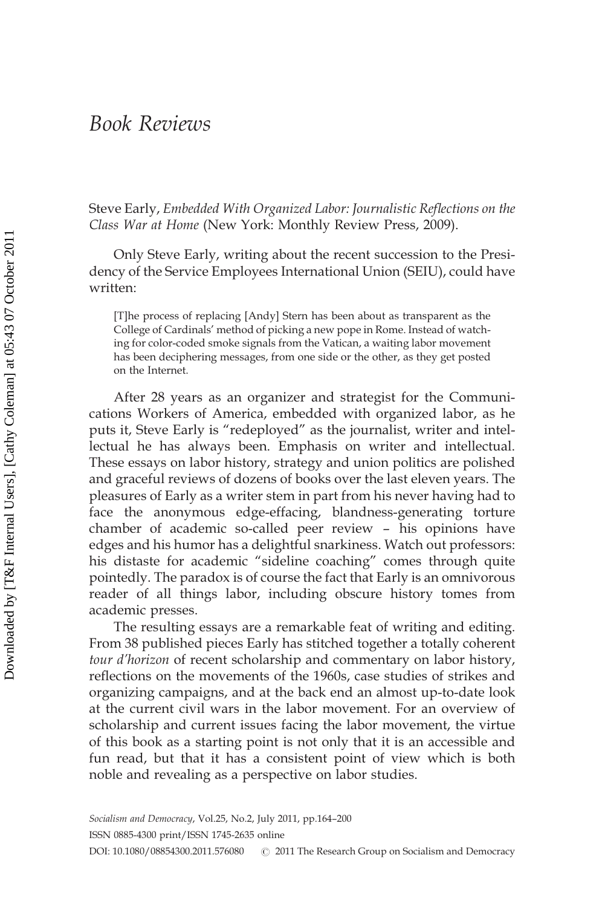# Book Reviews

Steve Early, *Embedded With Organized Labor: Journalistic Reflections on the Class War at Home* (New York: Monthly Review Press, 2009).

Only Steve Early, writing about the recent succession to the Presidency of the Service Employees International Union (SEIU), could have written:

> [T]he process of replacing [Andy] Stern has been about as transparent as the College of Cardinals' method of picking a new pope in Rome. Instead of watching for color-coded smoke signals from the Vatican, a waiting labor movement has been deciphering messages, from one side or the other, as they get posted on the Internet.

After 28 years as an organizer and strategist for the Communications Workers of America, embedded with organized labor, as he puts it, Steve Early is "redeployed" as the journalist, writer and intellectual he has always been. Emphasis on writer and intellectual. These essays on labor history, strategy and union politics are polished and graceful reviews of dozens of books over the last eleven years. The pleasures of Early as a writer stem in part from his never having had to face the anonymous edge-effacing, blandness-generating torture chamber of academic so-called peer review – his opinions have edges and his humor has a delightful snarkiness. Watch out professors: his distaste for academic "sideline coaching" comes through quite pointedly. The paradox is of course the fact that Early is an omnivorous reader of all things labor, including obscure history tomes from academic presses.

The resulting essays are a remarkable feat of writing and editing. From 38 published pieces Early has stitched together a totally coherent *tour d'horizon* of recent scholarship and commentary on labor history, reflections on the movements of the 1960s, case studies of strikes and organizing campaigns, and at the back end an almost up-to-date look at the current civil wars in the labor movement. For an overview of scholarship and current issues facing the labor movement, the virtue of this book as a starting point is not only that it is an accessible and fun read, but that it has a consistent point of view which is both noble and revealing as a perspective on labor studies.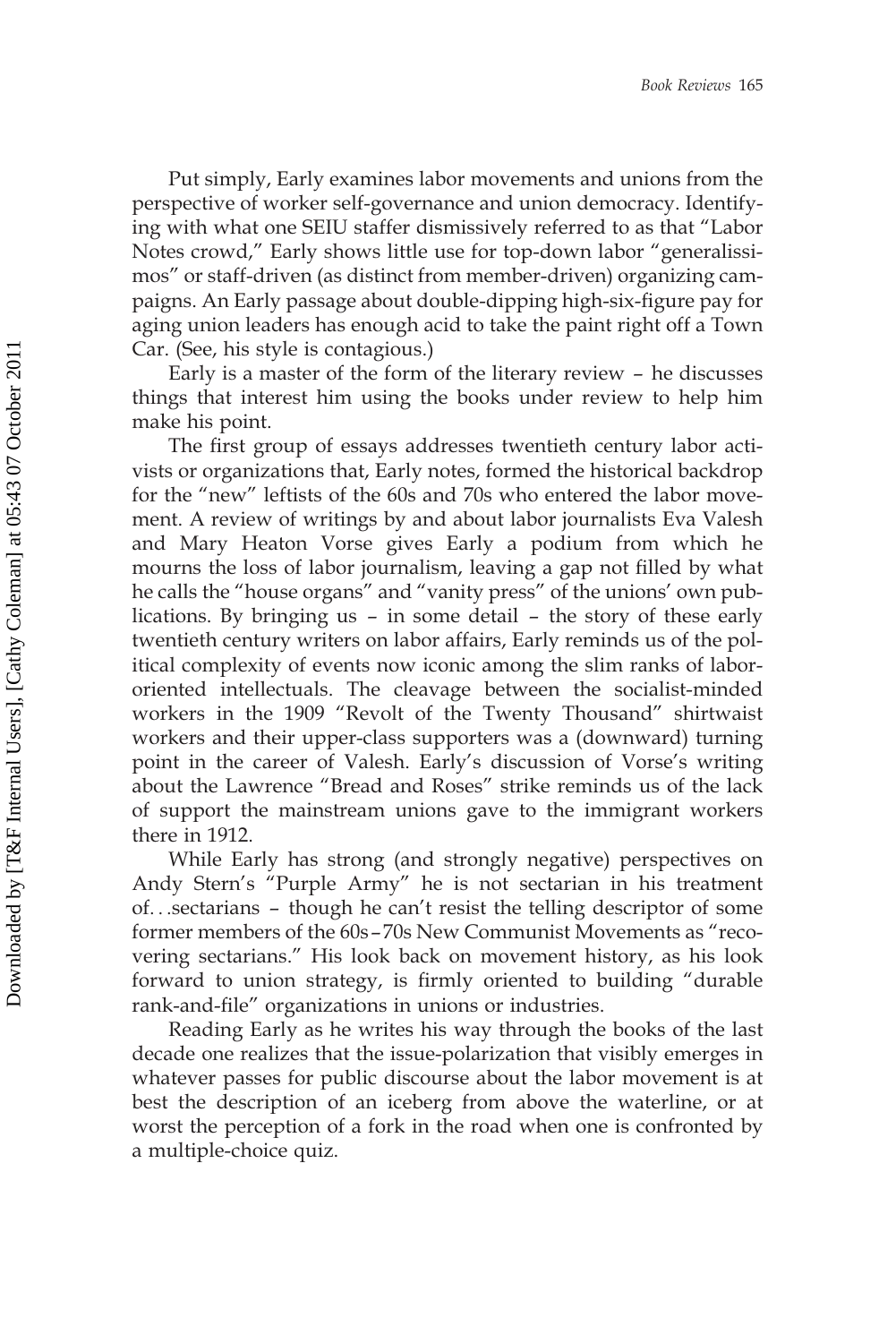Put simply, Early examines labor movements and unions from the perspective of worker self-governance and union democracy. Identifying with what one SEIU staffer dismissively referred to as that "Labor Notes crowd," Early shows little use for top-down labor "generalissimos" or staff-driven (as distinct from member-driven) organizing campaigns. An Early passage about double-dipping high-six-figure pay for aging union leaders has enough acid to take the paint right off a Town Car. (See, his style is contagious.)

Early is a master of the form of the literary review – he discusses things that interest him using the books under review to help him make his point.

The first group of essays addresses twentieth century labor activists or organizations that, Early notes, formed the historical backdrop for the "new" leftists of the 60s and 70s who entered the labor movement. A review of writings by and about labor journalists Eva Valesh and Mary Heaton Vorse gives Early a podium from which he mourns the loss of labor journalism, leaving a gap not filled by what he calls the "house organs" and "vanity press" of the unions' own publications. By bringing us – in some detail – the story of these early twentieth century writers on labor affairs, Early reminds us of the political complexity of events now iconic among the slim ranks of labor-oriented intellectuals. The cleavage between the socialist-minded workers in the 1909 "Revolt of the Twenty Thousand" shirtwaist workers and their upper-class supporters was a (downward) turning point in the career of Valesh. Early's discussion of Vorse's writing about the Lawrence "Bread and Roses" strike reminds us of the lack of support the mainstream unions gave to the immigrant workers there in 1912.

While Early has strong (and strongly negative) perspectives on Andy Stern's "Purple Army" he is not sectarian in his treatment of…sectarians – though he can't resist the telling descriptor of some former members of the 60s–70s New Communist Movements as "recovering sectarians." His look back on movement history, as his look forward to union strategy, is firmly oriented to building "durable rank-and-file" organizations in unions or industries.

Reading Early as he writes his way through the books of the last decade one realizes that the issue-polarization that visibly emerges in whatever passes for public discourse about the labor movement is at best the description of an iceberg from above the waterline, or at worst the perception of a fork in the road when one is confronted by a multiple-choice quiz.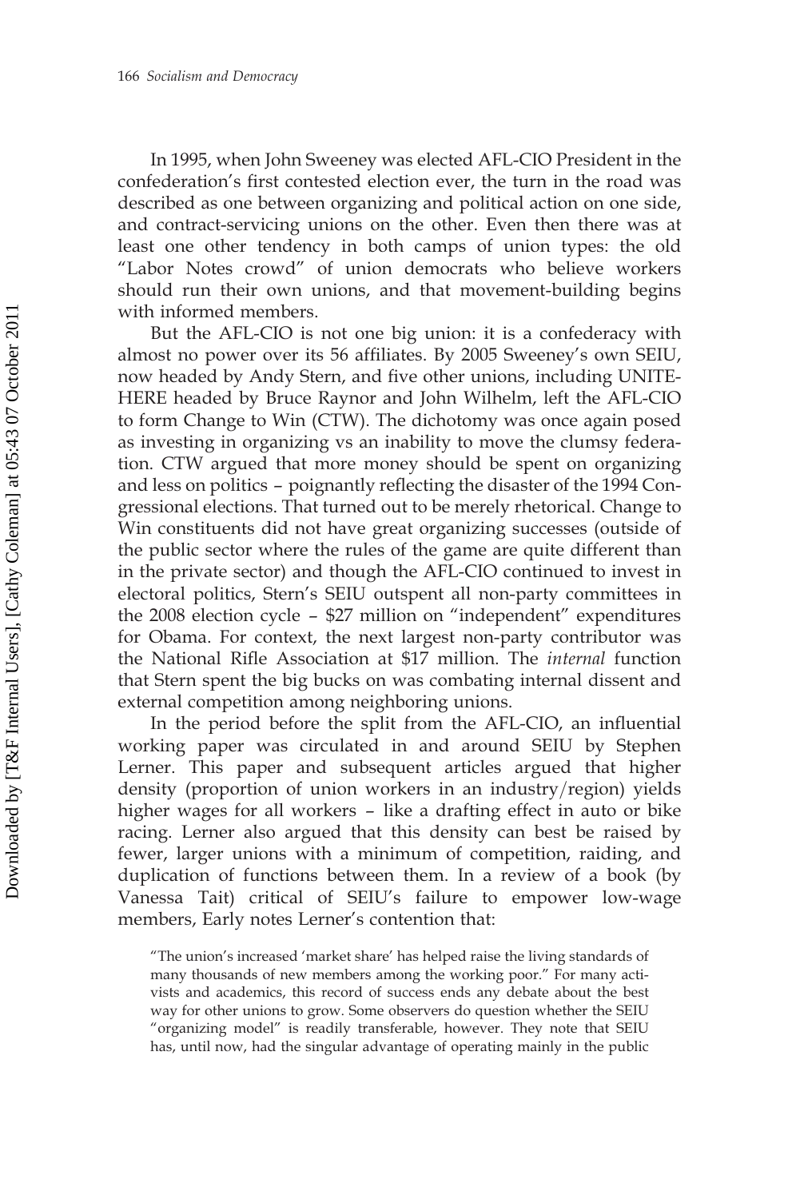In 1995, when John Sweeney was elected AFL-CIO President in the confederation's first contested election ever, the turn in the road was described as one between organizing and political action on one side, and contract-servicing unions on the other. Even then there was at least one other tendency in both camps of union types: the old "Labor Notes crowd" of union democrats who believe workers should run their own unions, and that movement-building begins with informed members.

But the AFL-CIO is not one big union: it is a confederacy with almost no power over its 56 affiliates. By 2005 Sweeney's own SEIU, now headed by Andy Stern, and five other unions, including UNITE-HERE headed by Bruce Raynor and John Wilhelm, left the AFL-CIO to form Change to Win (CTW). The dichotomy was once again posed as investing in organizing vs an inability to move the clumsy federation. CTW argued that more money should be spent on organizing and less on politics – poignantly reflecting the disaster of the 1994 Congressional elections. That turned out to be merely rhetorical. Change to Win constituents did not have great organizing successes (outside of the public sector where the rules of the game are quite different than in the private sector) and though the AFL-CIO continued to invest in electoral politics, Stern's SEIU outspent all non-party committees in the 2008 election cycle – $27 million on "independent" expenditures for Obama. For context, the next largest non-party contributor was the National Rifle Association at $17 million. The *internal* function that Stern spent the big bucks on was combating internal dissent and external competition among neighboring unions.

In the period before the split from the AFL-CIO, an influential working paper was circulated in and around SEIU by Stephen Lerner. This paper and subsequent articles argued that higher density (proportion of union workers in an industry/region) yields higher wages for all workers – like a drafting effect in auto or bike racing. Lerner also argued that this density can best be raised by fewer, larger unions with a minimum of competition, raiding, and duplication of functions between them. In a review of a book (by Vanessa Tait) critical of SEIU's failure to empower low-wage members, Early notes Lerner's contention that:

> "The union's increased 'market share' has helped raise the living standards of many thousands of new members among the working poor." For many activists and academics, this record of success ends any debate about the best way for other unions to grow. Some observers do question whether the SEIU "organizing model" is readily transferable, however. They note that SEIU has, until now, had the singular advantage of operating mainly in the public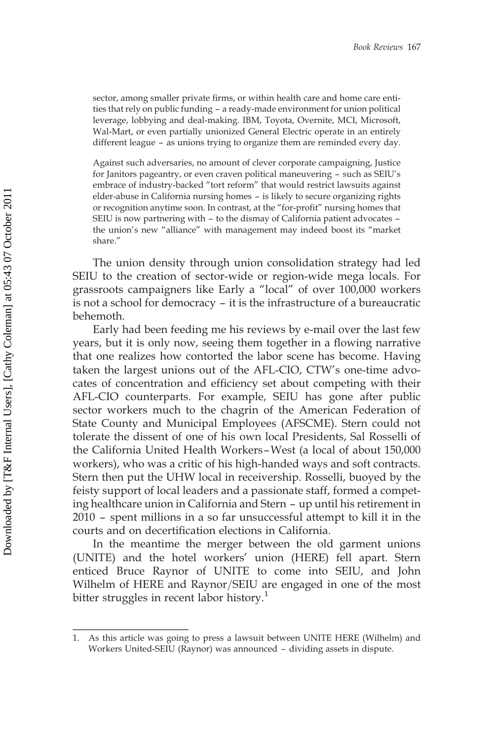> sector, among smaller private firms, or within health care and home care entities that rely on public funding – a ready-made environment for union political leverage, lobbying and deal-making. IBM, Toyota, Overnite, MCI, Microsoft, Wal-Mart, or even partially unionized General Electric operate in an entirely different league – as unions trying to organize them are reminded every day.
>
> Against such adversaries, no amount of clever corporate campaigning, Justice for Janitors pageantry, or even craven political maneuvering – such as SEIU's embrace of industry-backed "tort reform" that would restrict lawsuits against elder-abuse in California nursing homes – is likely to secure organizing rights or recognition anytime soon. In contrast, at the "for-profit" nursing homes that SEIU is now partnering with – to the dismay of California patient advocates – the union's new "alliance" with management may indeed boost its "market share."

The union density through union consolidation strategy had led SEIU to the creation of sector-wide or region-wide mega locals. For grassroots campaigners like Early a "local" of over 100,000 workers is not a school for democracy – it is the infrastructure of a bureaucratic behemoth.

Early had been feeding me his reviews by e-mail over the last few years, but it is only now, seeing them together in a flowing narrative that one realizes how contorted the labor scene has become. Having taken the largest unions out of the AFL-CIO, CTW's one-time advocates of concentration and efficiency set about competing with their AFL-CIO counterparts. For example, SEIU has gone after public sector workers much to the chagrin of the American Federation of State County and Municipal Employees (AFSCME). Stern could not tolerate the dissent of one of his own local Presidents, Sal Rosselli of the California United Health Workers–West (a local of about 150,000 workers), who was a critic of his high-handed ways and soft contracts. Stern then put the UHW local in receivership. Rosselli, buoyed by the feisty support of local leaders and a passionate staff, formed a competing healthcare union in California and Stern – up until his retirement in 2010 – spent millions in a so far unsuccessful attempt to kill it in the courts and on decertification elections in California.

In the meantime the merger between the old garment unions (UNITE) and the hotel workers' union (HERE) fell apart. Stern enticed Bruce Raynor of UNITE to come into SEIU, and John Wilhelm of HERE and Raynor/SEIU are engaged in one of the most bitter struggles in recent labor history.[1]

---

1. As this article was going to press a lawsuit between UNITE HERE (Wilhelm) and Workers United-SEIU (Raynor) was announced – dividing assets in dispute.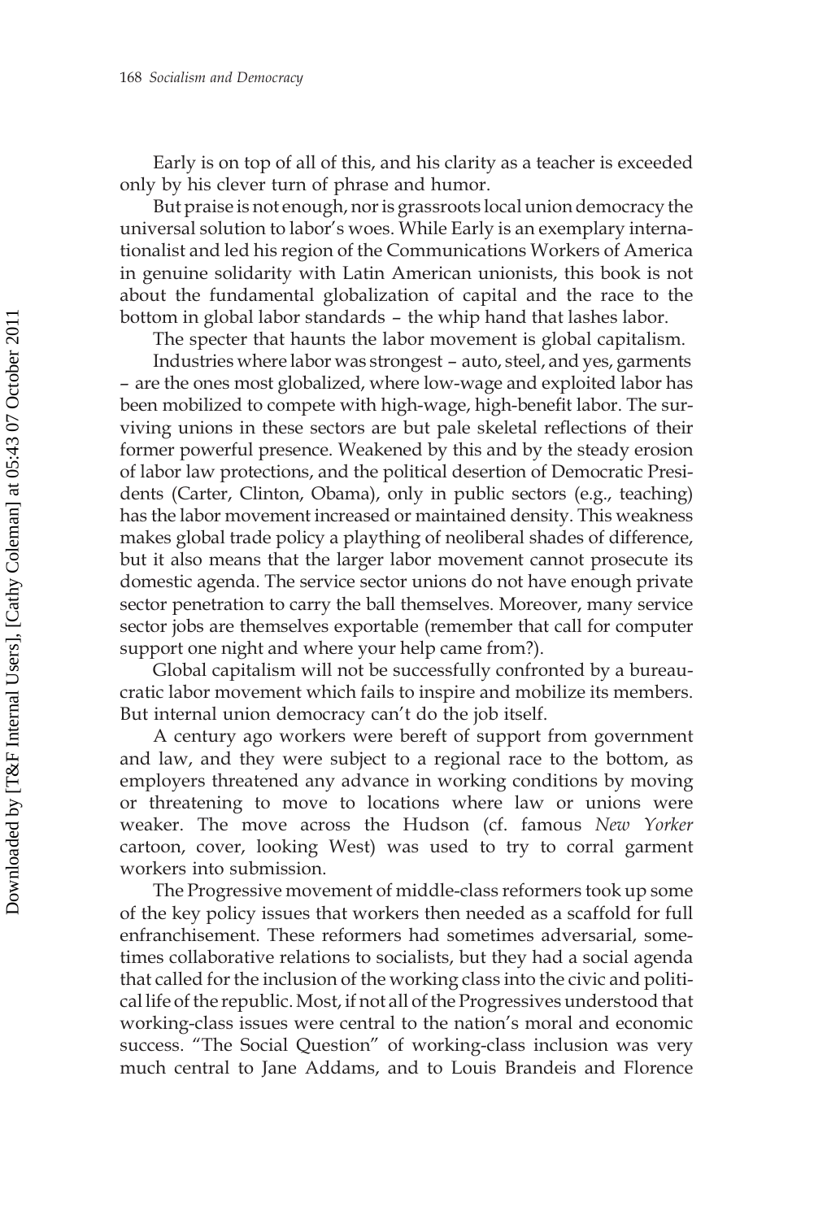Early is on top of all of this, and his clarity as a teacher is exceeded only by his clever turn of phrase and humor.

But praise is not enough, nor is grassroots local union democracy the universal solution to labor's woes. While Early is an exemplary internationalist and led his region of the Communications Workers of America in genuine solidarity with Latin American unionists, this book is not about the fundamental globalization of capital and the race to the bottom in global labor standards – the whip hand that lashes labor.

The specter that haunts the labor movement is global capitalism.

Industries where labor was strongest – auto, steel, and yes, garments – are the ones most globalized, where low-wage and exploited labor has been mobilized to compete with high-wage, high-benefit labor. The surviving unions in these sectors are but pale skeletal reflections of their former powerful presence. Weakened by this and by the steady erosion of labor law protections, and the political desertion of Democratic Presidents (Carter, Clinton, Obama), only in public sectors (e.g., teaching) has the labor movement increased or maintained density. This weakness makes global trade policy a plaything of neoliberal shades of difference, but it also means that the larger labor movement cannot prosecute its domestic agenda. The service sector unions do not have enough private sector penetration to carry the ball themselves. Moreover, many service sector jobs are themselves exportable (remember that call for computer support one night and where your help came from?).

Global capitalism will not be successfully confronted by a bureaucratic labor movement which fails to inspire and mobilize its members. But internal union democracy can't do the job itself.

A century ago workers were bereft of support from government and law, and they were subject to a regional race to the bottom, as employers threatened any advance in working conditions by moving or threatening to move to locations where law or unions were weaker. The move across the Hudson (cf. famous *New Yorker* cartoon, cover, looking West) was used to try to corral garment workers into submission.

The Progressive movement of middle-class reformers took up some of the key policy issues that workers then needed as a scaffold for full enfranchisement. These reformers had sometimes adversarial, sometimes collaborative relations to socialists, but they had a social agenda that called for the inclusion of the working class into the civic and political life of the republic. Most, if not all of the Progressives understood that working-class issues were central to the nation's moral and economic success. "The Social Question" of working-class inclusion was very much central to Jane Addams, and to Louis Brandeis and Florence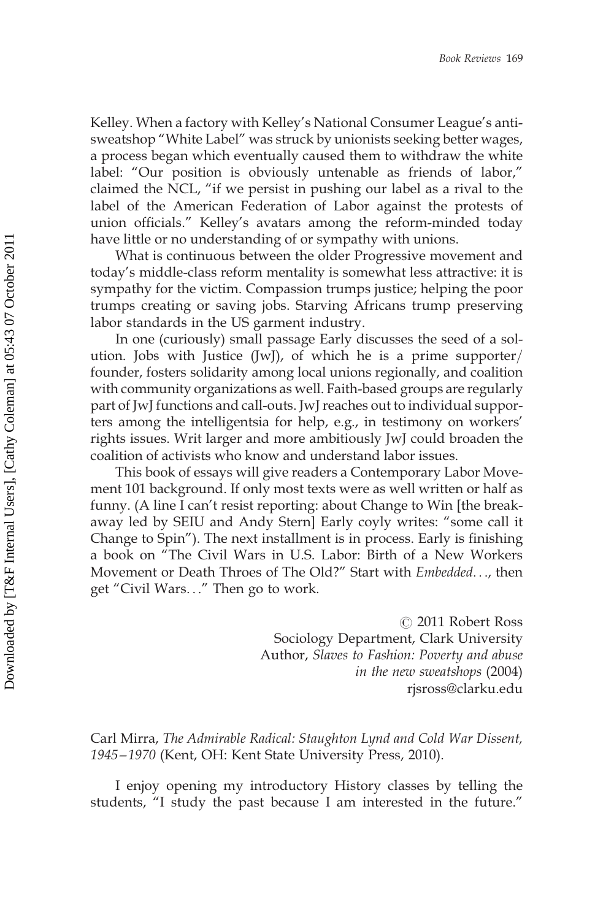Kelley. When a factory with Kelley's National Consumer League's anti-sweatshop "White Label" was struck by unionists seeking better wages, a process began which eventually caused them to withdraw the white label: "Our position is obviously untenable as friends of labor," claimed the NCL, "if we persist in pushing our label as a rival to the label of the American Federation of Labor against the protests of union officials." Kelley's avatars among the reform-minded today have little or no understanding of or sympathy with unions.

What is continuous between the older Progressive movement and today's middle-class reform mentality is somewhat less attractive: it is sympathy for the victim. Compassion trumps justice; helping the poor trumps creating or saving jobs. Starving Africans trump preserving labor standards in the US garment industry.

In one (curiously) small passage Early discusses the seed of a solution. Jobs with Justice (JwJ), of which he is a prime supporter/founder, fosters solidarity among local unions regionally, and coalition with community organizations as well. Faith-based groups are regularly part of JwJ functions and call-outs. JwJ reaches out to individual supporters among the intelligentsia for help, e.g., in testimony on workers' rights issues. Writ larger and more ambitiously JwJ could broaden the coalition of activists who know and understand labor issues.

This book of essays will give readers a Contemporary Labor Movement 101 background. If only most texts were as well written or half as funny. (A line I can't resist reporting: about Change to Win [the breakaway led by SEIU and Andy Stern] Early coyly writes: "some call it Change to Spin"). The next installment is in process. Early is finishing a book on "The Civil Wars in U.S. Labor: Birth of a New Workers Movement or Death Throes of The Old?" Start with *Embedded...*, then get "Civil Wars..." Then go to work.

© 2011 Robert Ross
Sociology Department, Clark University
Author, *Slaves to Fashion: Poverty and abuse in the new sweatshops* (2004)
rjsross@clarku.edu

Carl Mirra, *The Admirable Radical: Staughton Lynd and Cold War Dissent, 1945–1970* (Kent, OH: Kent State University Press, 2010).

I enjoy opening my introductory History classes by telling the students, "I study the past because I am interested in the future."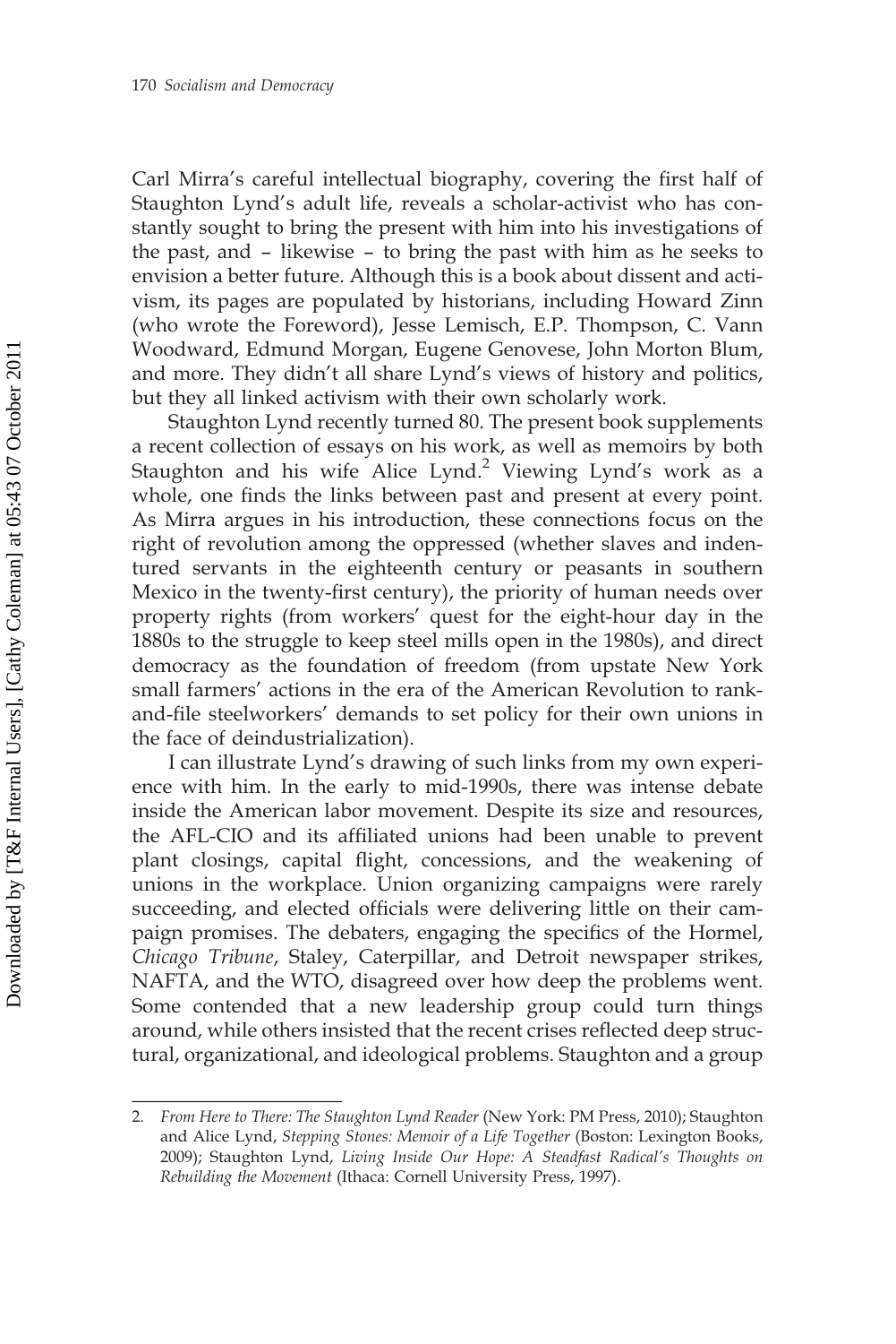Carl Mirra's careful intellectual biography, covering the first half of Staughton Lynd's adult life, reveals a scholar-activist who has constantly sought to bring the present with him into his investigations of the past, and – likewise – to bring the past with him as he seeks to envision a better future. Although this is a book about dissent and activism, its pages are populated by historians, including Howard Zinn (who wrote the Foreword), Jesse Lemisch, E.P. Thompson, C. Vann Woodward, Edmund Morgan, Eugene Genovese, John Morton Blum, and more. They didn't all share Lynd's views of history and politics, but they all linked activism with their own scholarly work.

Staughton Lynd recently turned 80. The present book supplements a recent collection of essays on his work, as well as memoirs by both Staughton and his wife Alice Lynd.[2] Viewing Lynd's work as a whole, one finds the links between past and present at every point. As Mirra argues in his introduction, these connections focus on the right of revolution among the oppressed (whether slaves and indentured servants in the eighteenth century or peasants in southern Mexico in the twenty-first century), the priority of human needs over property rights (from workers' quest for the eight-hour day in the 1880s to the struggle to keep steel mills open in the 1980s), and direct democracy as the foundation of freedom (from upstate New York small farmers' actions in the era of the American Revolution to rank-and-file steelworkers' demands to set policy for their own unions in the face of deindustrialization).

I can illustrate Lynd's drawing of such links from my own experience with him. In the early to mid-1990s, there was intense debate inside the American labor movement. Despite its size and resources, the AFL-CIO and its affiliated unions had been unable to prevent plant closings, capital flight, concessions, and the weakening of unions in the workplace. Union organizing campaigns were rarely succeeding, and elected officials were delivering little on their campaign promises. The debaters, engaging the specifics of the Hormel, *Chicago Tribune*, Staley, Caterpillar, and Detroit newspaper strikes, NAFTA, and the WTO, disagreed over how deep the problems went. Some contended that a new leadership group could turn things around, while others insisted that the recent crises reflected deep structural, organizational, and ideological problems. Staughton and a group

2. *From Here to There: The Staughton Lynd Reader* (New York: PM Press, 2010); Staughton and Alice Lynd, *Stepping Stones: Memoir of a Life Together* (Boston: Lexington Books, 2009); Staughton Lynd, *Living Inside Our Hope: A Steadfast Radical's Thoughts on Rebuilding the Movement* (Ithaca: Cornell University Press, 1997).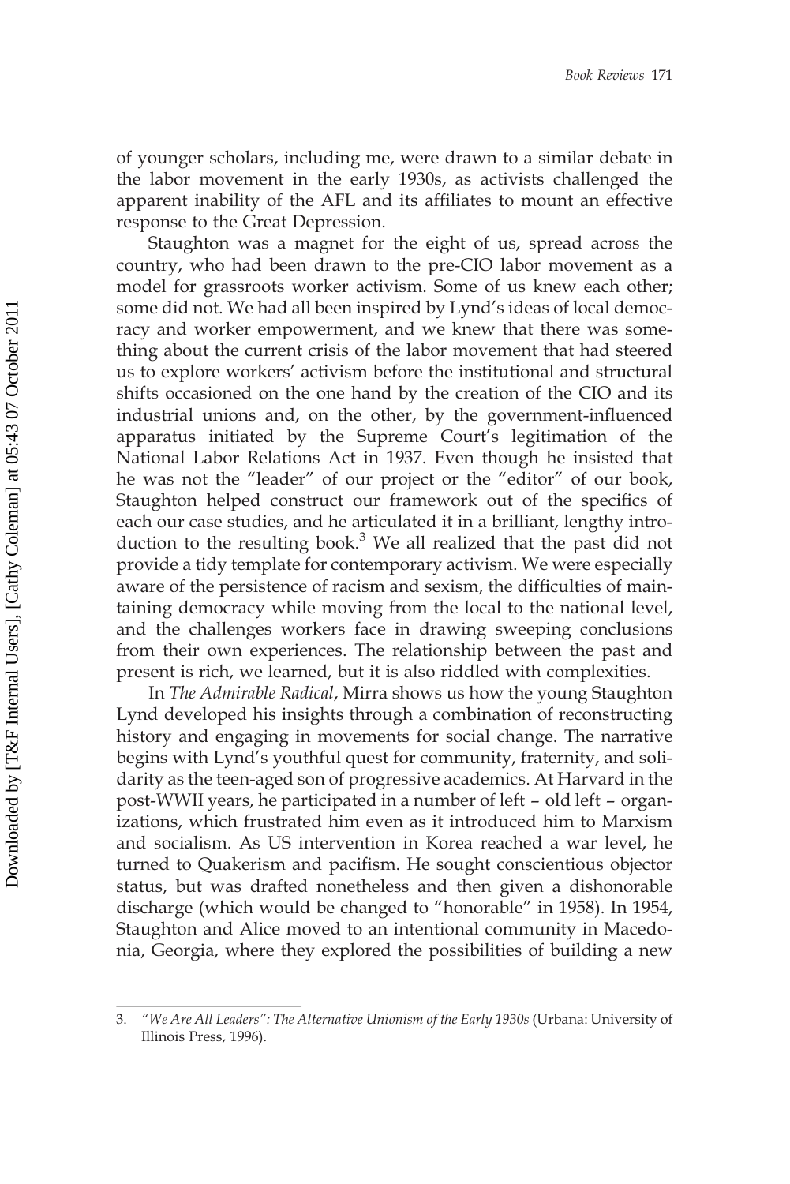of younger scholars, including me, were drawn to a similar debate in the labor movement in the early 1930s, as activists challenged the apparent inability of the AFL and its affiliates to mount an effective response to the Great Depression.

Staughton was a magnet for the eight of us, spread across the country, who had been drawn to the pre-CIO labor movement as a model for grassroots worker activism. Some of us knew each other; some did not. We had all been inspired by Lynd's ideas of local democracy and worker empowerment, and we knew that there was something about the current crisis of the labor movement that had steered us to explore workers' activism before the institutional and structural shifts occasioned on the one hand by the creation of the CIO and its industrial unions and, on the other, by the government-influenced apparatus initiated by the Supreme Court's legitimation of the National Labor Relations Act in 1937. Even though he insisted that he was not the "leader" of our project or the "editor" of our book, Staughton helped construct our framework out of the specifics of each our case studies, and he articulated it in a brilliant, lengthy introduction to the resulting book.[3] We all realized that the past did not provide a tidy template for contemporary activism. We were especially aware of the persistence of racism and sexism, the difficulties of maintaining democracy while moving from the local to the national level, and the challenges workers face in drawing sweeping conclusions from their own experiences. The relationship between the past and present is rich, we learned, but it is also riddled with complexities.

In *The Admirable Radical*, Mirra shows us how the young Staughton Lynd developed his insights through a combination of reconstructing history and engaging in movements for social change. The narrative begins with Lynd's youthful quest for community, fraternity, and solidarity as the teen-aged son of progressive academics. At Harvard in the post-WWII years, he participated in a number of left – old left – organizations, which frustrated him even as it introduced him to Marxism and socialism. As US intervention in Korea reached a war level, he turned to Quakerism and pacifism. He sought conscientious objector status, but was drafted nonetheless and then given a dishonorable discharge (which would be changed to "honorable" in 1958). In 1954, Staughton and Alice moved to an intentional community in Macedonia, Georgia, where they explored the possibilities of building a new

3. *"We Are All Leaders": The Alternative Unionism of the Early 1930s* (Urbana: University of Illinois Press, 1996).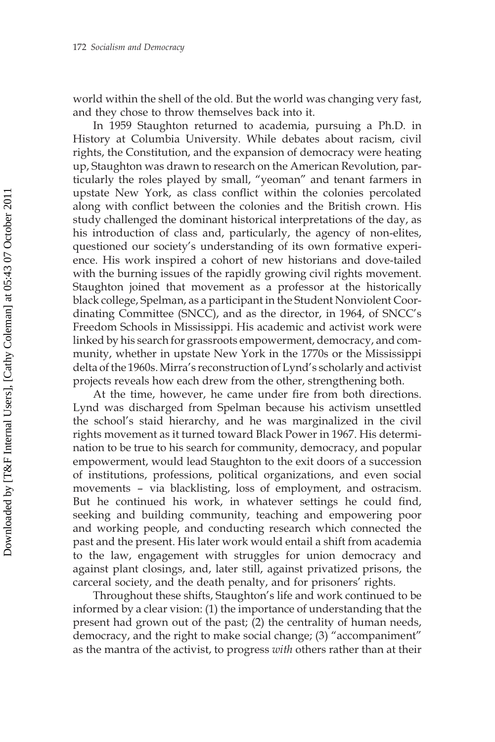world within the shell of the old. But the world was changing very fast, and they chose to throw themselves back into it.

In 1959 Staughton returned to academia, pursuing a Ph.D. in History at Columbia University. While debates about racism, civil rights, the Constitution, and the expansion of democracy were heating up, Staughton was drawn to research on the American Revolution, particularly the roles played by small, "yeoman" and tenant farmers in upstate New York, as class conflict within the colonies percolated along with conflict between the colonies and the British crown. His study challenged the dominant historical interpretations of the day, as his introduction of class and, particularly, the agency of non-elites, questioned our society's understanding of its own formative experience. His work inspired a cohort of new historians and dove-tailed with the burning issues of the rapidly growing civil rights movement. Staughton joined that movement as a professor at the historically black college, Spelman, as a participant in the Student Nonviolent Coordinating Committee (SNCC), and as the director, in 1964, of SNCC's Freedom Schools in Mississippi. His academic and activist work were linked by his search for grassroots empowerment, democracy, and community, whether in upstate New York in the 1770s or the Mississippi delta of the 1960s. Mirra's reconstruction of Lynd's scholarly and activist projects reveals how each drew from the other, strengthening both.

At the time, however, he came under fire from both directions. Lynd was discharged from Spelman because his activism unsettled the school's staid hierarchy, and he was marginalized in the civil rights movement as it turned toward Black Power in 1967. His determination to be true to his search for community, democracy, and popular empowerment, would lead Staughton to the exit doors of a succession of institutions, professions, political organizations, and even social movements – via blacklisting, loss of employment, and ostracism. But he continued his work, in whatever settings he could find, seeking and building community, teaching and empowering poor and working people, and conducting research which connected the past and the present. His later work would entail a shift from academia to the law, engagement with struggles for union democracy and against plant closings, and, later still, against privatized prisons, the carceral society, and the death penalty, and for prisoners' rights.

Throughout these shifts, Staughton's life and work continued to be informed by a clear vision: (1) the importance of understanding that the present had grown out of the past; (2) the centrality of human needs, democracy, and the right to make social change; (3) "accompaniment" as the mantra of the activist, to progress *with* others rather than at their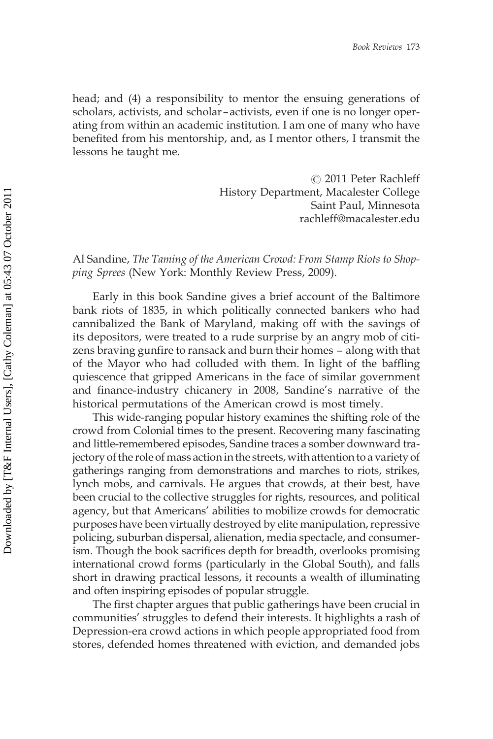head; and (4) a responsibility to mentor the ensuing generations of scholars, activists, and scholar–activists, even if one is no longer operating from within an academic institution. I am one of many who have benefited from his mentorship, and, as I mentor others, I transmit the lessons he taught me.

© 2011 Peter Rachleff
History Department, Macalester College
Saint Paul, Minnesota
rachleff@macalester.edu

Al Sandine, *The Taming of the American Crowd: From Stamp Riots to Shopping Sprees* (New York: Monthly Review Press, 2009).

Early in this book Sandine gives a brief account of the Baltimore bank riots of 1835, in which politically connected bankers who had cannibalized the Bank of Maryland, making off with the savings of its depositors, were treated to a rude surprise by an angry mob of citizens braving gunfire to ransack and burn their homes – along with that of the Mayor who had colluded with them. In light of the baffling quiescence that gripped Americans in the face of similar government and finance-industry chicanery in 2008, Sandine's narrative of the historical permutations of the American crowd is most timely.

This wide-ranging popular history examines the shifting role of the crowd from Colonial times to the present. Recovering many fascinating and little-remembered episodes, Sandine traces a somber downward trajectory of the role of mass action in the streets, with attention to a variety of gatherings ranging from demonstrations and marches to riots, strikes, lynch mobs, and carnivals. He argues that crowds, at their best, have been crucial to the collective struggles for rights, resources, and political agency, but that Americans' abilities to mobilize crowds for democratic purposes have been virtually destroyed by elite manipulation, repressive policing, suburban dispersal, alienation, media spectacle, and consumerism. Though the book sacrifices depth for breadth, overlooks promising international crowd forms (particularly in the Global South), and falls short in drawing practical lessons, it recounts a wealth of illuminating and often inspiring episodes of popular struggle.

The first chapter argues that public gatherings have been crucial in communities' struggles to defend their interests. It highlights a rash of Depression-era crowd actions in which people appropriated food from stores, defended homes threatened with eviction, and demanded jobs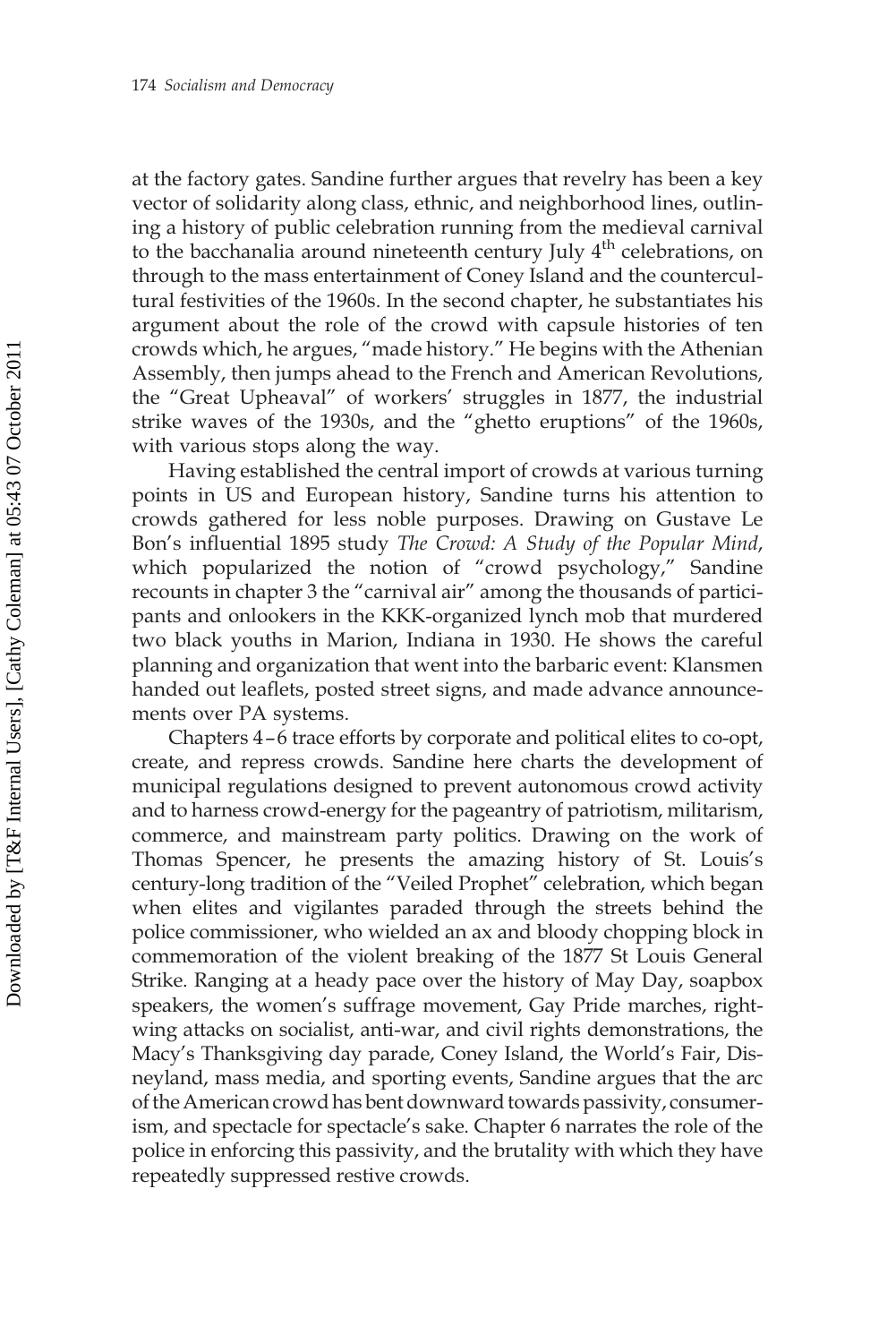at the factory gates. Sandine further argues that revelry has been a key vector of solidarity along class, ethnic, and neighborhood lines, outlining a history of public celebration running from the medieval carnival to the bacchanalia around nineteenth century July 4th celebrations, on through to the mass entertainment of Coney Island and the countercultural festivities of the 1960s. In the second chapter, he substantiates his argument about the role of the crowd with capsule histories of ten crowds which, he argues, "made history." He begins with the Athenian Assembly, then jumps ahead to the French and American Revolutions, the "Great Upheaval" of workers' struggles in 1877, the industrial strike waves of the 1930s, and the "ghetto eruptions" of the 1960s, with various stops along the way.

Having established the central import of crowds at various turning points in US and European history, Sandine turns his attention to crowds gathered for less noble purposes. Drawing on Gustave Le Bon's influential 1895 study *The Crowd: A Study of the Popular Mind*, which popularized the notion of "crowd psychology," Sandine recounts in chapter 3 the "carnival air" among the thousands of participants and onlookers in the KKK-organized lynch mob that murdered two black youths in Marion, Indiana in 1930. He shows the careful planning and organization that went into the barbaric event: Klansmen handed out leaflets, posted street signs, and made advance announcements over PA systems.

Chapters 4–6 trace efforts by corporate and political elites to co-opt, create, and repress crowds. Sandine here charts the development of municipal regulations designed to prevent autonomous crowd activity and to harness crowd-energy for the pageantry of patriotism, militarism, commerce, and mainstream party politics. Drawing on the work of Thomas Spencer, he presents the amazing history of St. Louis's century-long tradition of the "Veiled Prophet" celebration, which began when elites and vigilantes paraded through the streets behind the police commissioner, who wielded an ax and bloody chopping block in commemoration of the violent breaking of the 1877 St Louis General Strike. Ranging at a heady pace over the history of May Day, soapbox speakers, the women's suffrage movement, Gay Pride marches, right-wing attacks on socialist, anti-war, and civil rights demonstrations, the Macy's Thanksgiving day parade, Coney Island, the World's Fair, Disneyland, mass media, and sporting events, Sandine argues that the arc of the American crowd has bent downward towards passivity, consumerism, and spectacle for spectacle's sake. Chapter 6 narrates the role of the police in enforcing this passivity, and the brutality with which they have repeatedly suppressed restive crowds.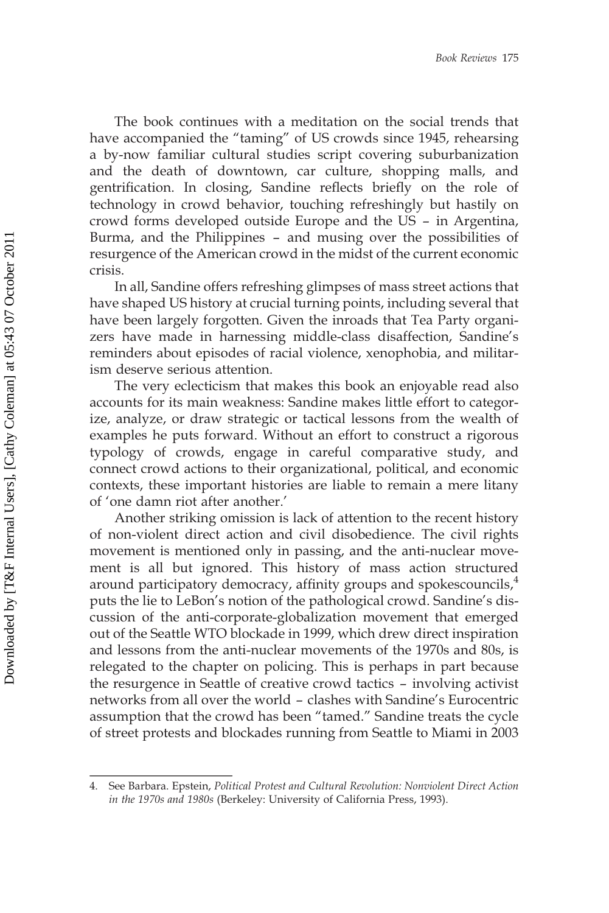The book continues with a meditation on the social trends that have accompanied the "taming" of US crowds since 1945, rehearsing a by-now familiar cultural studies script covering suburbanization and the death of downtown, car culture, shopping malls, and gentrification. In closing, Sandine reflects briefly on the role of technology in crowd behavior, touching refreshingly but hastily on crowd forms developed outside Europe and the US – in Argentina, Burma, and the Philippines – and musing over the possibilities of resurgence of the American crowd in the midst of the current economic crisis.

In all, Sandine offers refreshing glimpses of mass street actions that have shaped US history at crucial turning points, including several that have been largely forgotten. Given the inroads that Tea Party organizers have made in harnessing middle-class disaffection, Sandine's reminders about episodes of racial violence, xenophobia, and militarism deserve serious attention.

The very eclecticism that makes this book an enjoyable read also accounts for its main weakness: Sandine makes little effort to categorize, analyze, or draw strategic or tactical lessons from the wealth of examples he puts forward. Without an effort to construct a rigorous typology of crowds, engage in careful comparative study, and connect crowd actions to their organizational, political, and economic contexts, these important histories are liable to remain a mere litany of 'one damn riot after another.'

Another striking omission is lack of attention to the recent history of non-violent direct action and civil disobedience. The civil rights movement is mentioned only in passing, and the anti-nuclear movement is all but ignored. This history of mass action structured around participatory democracy, affinity groups and spokescouncils,[4] puts the lie to LeBon's notion of the pathological crowd. Sandine's discussion of the anti-corporate-globalization movement that emerged out of the Seattle WTO blockade in 1999, which drew direct inspiration and lessons from the anti-nuclear movements of the 1970s and 80s, is relegated to the chapter on policing. This is perhaps in part because the resurgence in Seattle of creative crowd tactics – involving activist networks from all over the world – clashes with Sandine's Eurocentric assumption that the crowd has been "tamed." Sandine treats the cycle of street protests and blockades running from Seattle to Miami in 2003

4. See Barbara. Epstein, *Political Protest and Cultural Revolution: Nonviolent Direct Action in the 1970s and 1980s* (Berkeley: University of California Press, 1993).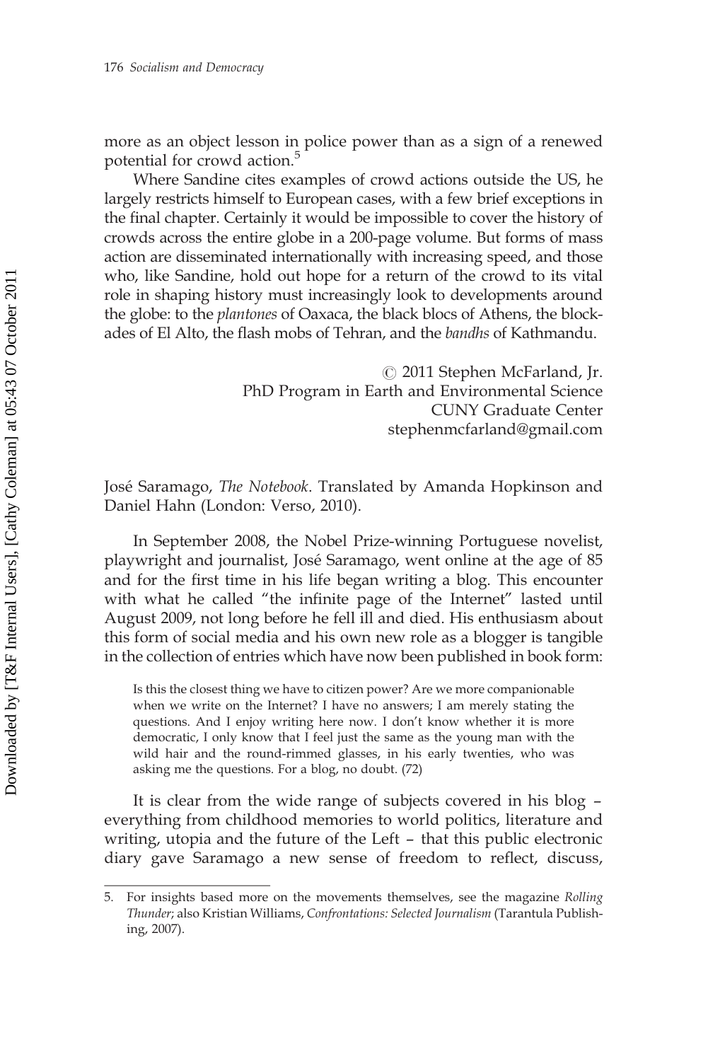more as an object lesson in police power than as a sign of a renewed potential for crowd action.[5]

Where Sandine cites examples of crowd actions outside the US, he largely restricts himself to European cases, with a few brief exceptions in the final chapter. Certainly it would be impossible to cover the history of crowds across the entire globe in a 200-page volume. But forms of mass action are disseminated internationally with increasing speed, and those who, like Sandine, hold out hope for a return of the crowd to its vital role in shaping history must increasingly look to developments around the globe: to the *plantones* of Oaxaca, the black blocs of Athens, the blockades of El Alto, the flash mobs of Tehran, and the *bandhs* of Kathmandu.

© 2011 Stephen McFarland, Jr.
PhD Program in Earth and Environmental Science
CUNY Graduate Center
stephenmcfarland@gmail.com

José Saramago, *The Notebook*. Translated by Amanda Hopkinson and Daniel Hahn (London: Verso, 2010).

In September 2008, the Nobel Prize-winning Portuguese novelist, playwright and journalist, José Saramago, went online at the age of 85 and for the first time in his life began writing a blog. This encounter with what he called "the infinite page of the Internet" lasted until August 2009, not long before he fell ill and died. His enthusiasm about this form of social media and his own new role as a blogger is tangible in the collection of entries which have now been published in book form:

> Is this the closest thing we have to citizen power? Are we more companionable when we write on the Internet? I have no answers; I am merely stating the questions. And I enjoy writing here now. I don't know whether it is more democratic, I only know that I feel just the same as the young man with the wild hair and the round-rimmed glasses, in his early twenties, who was asking me the questions. For a blog, no doubt. (72)

It is clear from the wide range of subjects covered in his blog – everything from childhood memories to world politics, literature and writing, utopia and the future of the Left – that this public electronic diary gave Saramago a new sense of freedom to reflect, discuss,

5. For insights based more on the movements themselves, see the magazine *Rolling Thunder*; also Kristian Williams, *Confrontations: Selected Journalism* (Tarantula Publishing, 2007).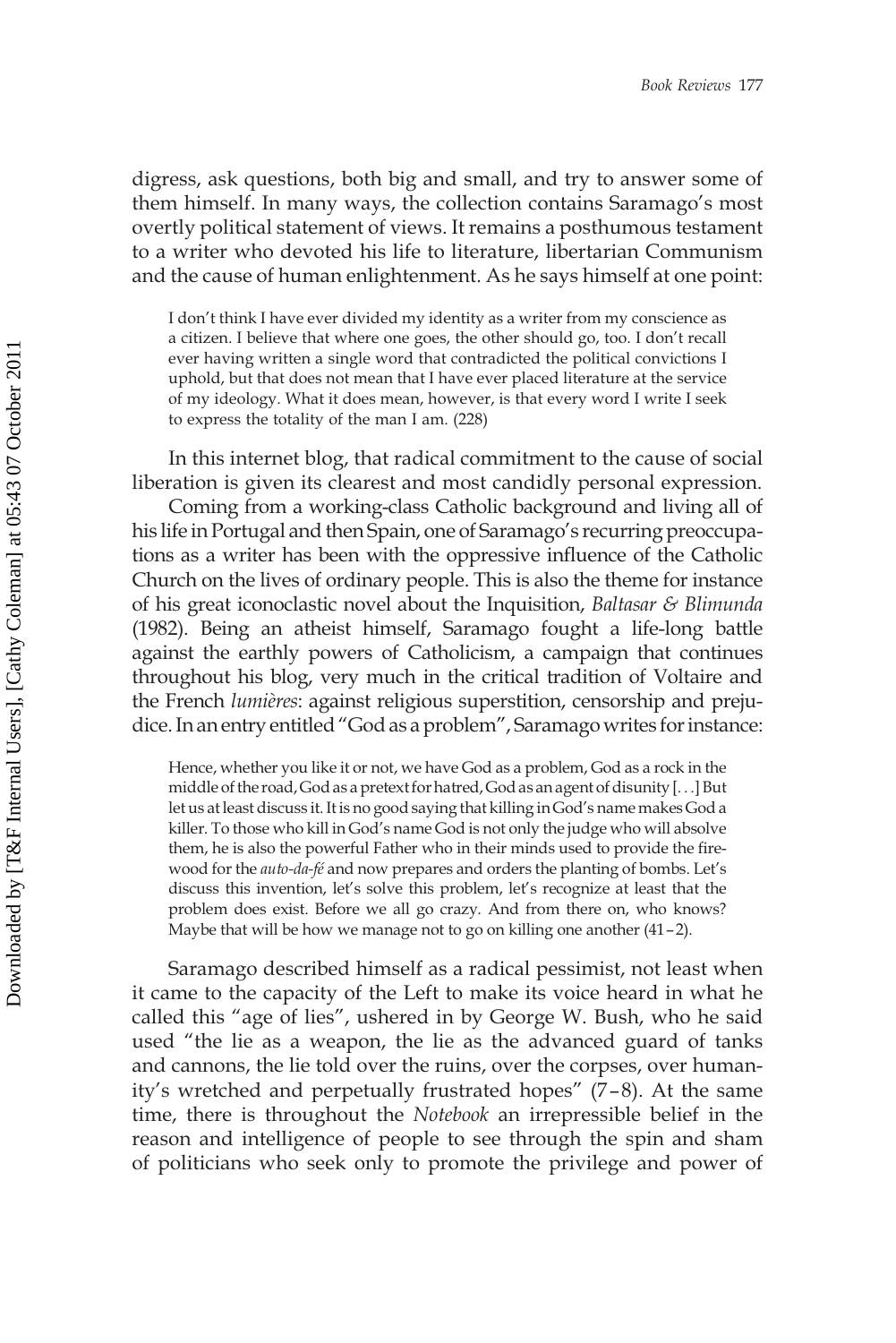digress, ask questions, both big and small, and try to answer some of them himself. In many ways, the collection contains Saramago's most overtly political statement of views. It remains a posthumous testament to a writer who devoted his life to literature, libertarian Communism and the cause of human enlightenment. As he says himself at one point:

> I don't think I have ever divided my identity as a writer from my conscience as a citizen. I believe that where one goes, the other should go, too. I don't recall ever having written a single word that contradicted the political convictions I uphold, but that does not mean that I have ever placed literature at the service of my ideology. What it does mean, however, is that every word I write I seek to express the totality of the man I am. (228)

In this internet blog, that radical commitment to the cause of social liberation is given its clearest and most candidly personal expression.

Coming from a working-class Catholic background and living all of his life in Portugal and then Spain, one of Saramago's recurring preoccupations as a writer has been with the oppressive influence of the Catholic Church on the lives of ordinary people. This is also the theme for instance of his great iconoclastic novel about the Inquisition, *Baltasar & Blimunda* (1982). Being an atheist himself, Saramago fought a life-long battle against the earthly powers of Catholicism, a campaign that continues throughout his blog, very much in the critical tradition of Voltaire and the French *lumières*: against religious superstition, censorship and prejudice. In an entry entitled "God as a problem", Saramago writes for instance:

> Hence, whether you like it or not, we have God as a problem, God as a rock in the middle of the road, God as a pretext for hatred, God as an agent of disunity [...] But let us at least discuss it. It is no good saying that killing in God's name makes God a killer. To those who kill in God's name God is not only the judge who will absolve them, he is also the powerful Father who in their minds used to provide the firewood for the *auto-da-fé* and now prepares and orders the planting of bombs. Let's discuss this invention, let's solve this problem, let's recognize at least that the problem does exist. Before we all go crazy. And from there on, who knows? Maybe that will be how we manage not to go on killing one another (41–2).

Saramago described himself as a radical pessimist, not least when it came to the capacity of the Left to make its voice heard in what he called this "age of lies", ushered in by George W. Bush, who he said used "the lie as a weapon, the lie as the advanced guard of tanks and cannons, the lie told over the ruins, over the corpses, over humanity's wretched and perpetually frustrated hopes" (7–8). At the same time, there is throughout the *Notebook* an irrepressible belief in the reason and intelligence of people to see through the spin and sham of politicians who seek only to promote the privilege and power of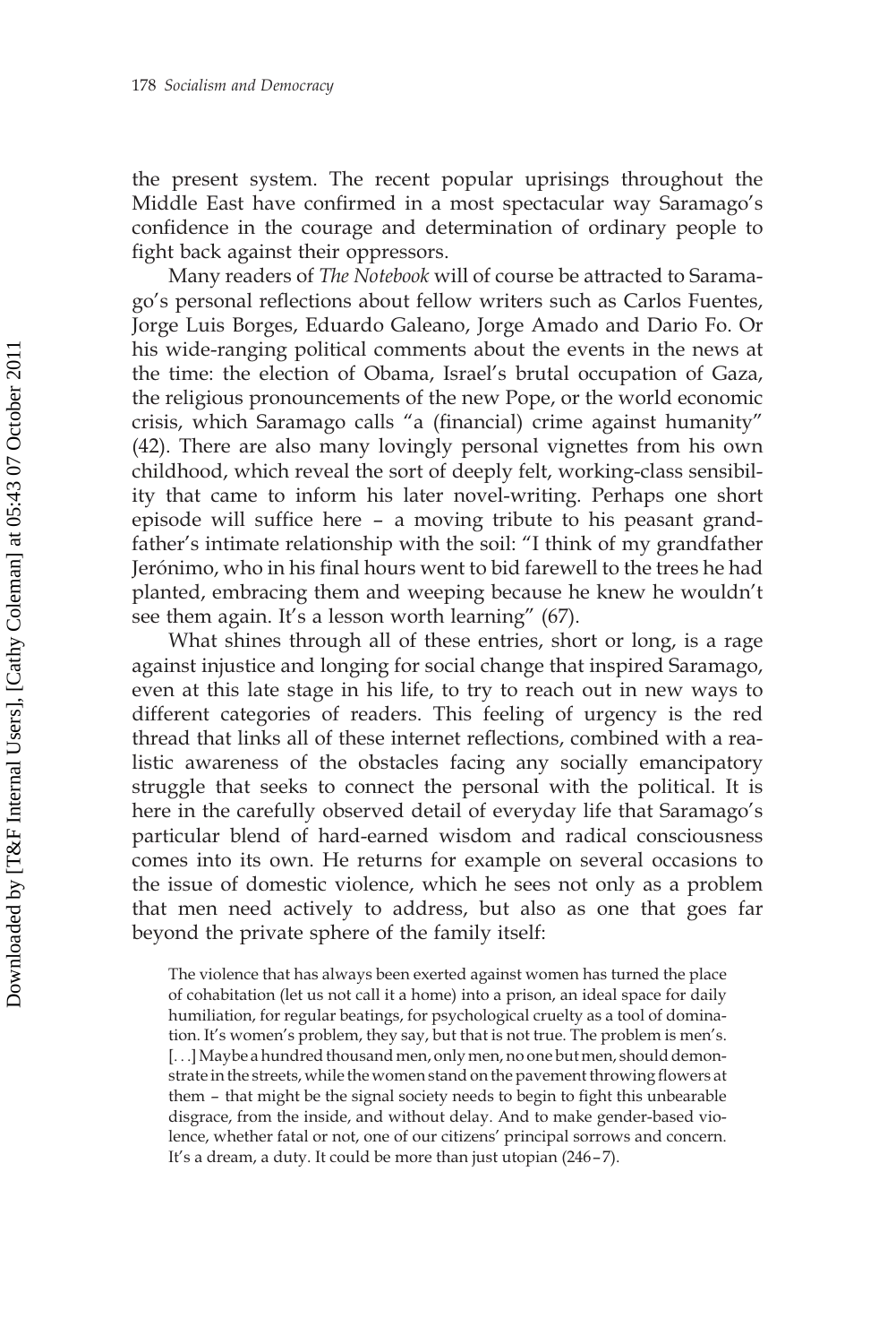the present system. The recent popular uprisings throughout the Middle East have confirmed in a most spectacular way Saramago's confidence in the courage and determination of ordinary people to fight back against their oppressors.

Many readers of *The Notebook* will of course be attracted to Saramago's personal reflections about fellow writers such as Carlos Fuentes, Jorge Luis Borges, Eduardo Galeano, Jorge Amado and Dario Fo. Or his wide-ranging political comments about the events in the news at the time: the election of Obama, Israel's brutal occupation of Gaza, the religious pronouncements of the new Pope, or the world economic crisis, which Saramago calls "a (financial) crime against humanity" (42). There are also many lovingly personal vignettes from his own childhood, which reveal the sort of deeply felt, working-class sensibility that came to inform his later novel-writing. Perhaps one short episode will suffice here – a moving tribute to his peasant grandfather's intimate relationship with the soil: "I think of my grandfather Jerónimo, who in his final hours went to bid farewell to the trees he had planted, embracing them and weeping because he knew he wouldn't see them again. It's a lesson worth learning" (67).

What shines through all of these entries, short or long, is a rage against injustice and longing for social change that inspired Saramago, even at this late stage in his life, to try to reach out in new ways to different categories of readers. This feeling of urgency is the red thread that links all of these internet reflections, combined with a realistic awareness of the obstacles facing any socially emancipatory struggle that seeks to connect the personal with the political. It is here in the carefully observed detail of everyday life that Saramago's particular blend of hard-earned wisdom and radical consciousness comes into its own. He returns for example on several occasions to the issue of domestic violence, which he sees not only as a problem that men need actively to address, but also as one that goes far beyond the private sphere of the family itself:

> The violence that has always been exerted against women has turned the place of cohabitation (let us not call it a home) into a prison, an ideal space for daily humiliation, for regular beatings, for psychological cruelty as a tool of domination. It's women's problem, they say, but that is not true. The problem is men's. [...] Maybe a hundred thousand men, only men, no one but men, should demonstrate in the streets, while the women stand on the pavement throwing flowers at them – that might be the signal society needs to begin to fight this unbearable disgrace, from the inside, and without delay. And to make gender-based violence, whether fatal or not, one of our citizens' principal sorrows and concern. It's a dream, a duty. It could be more than just utopian (246–7).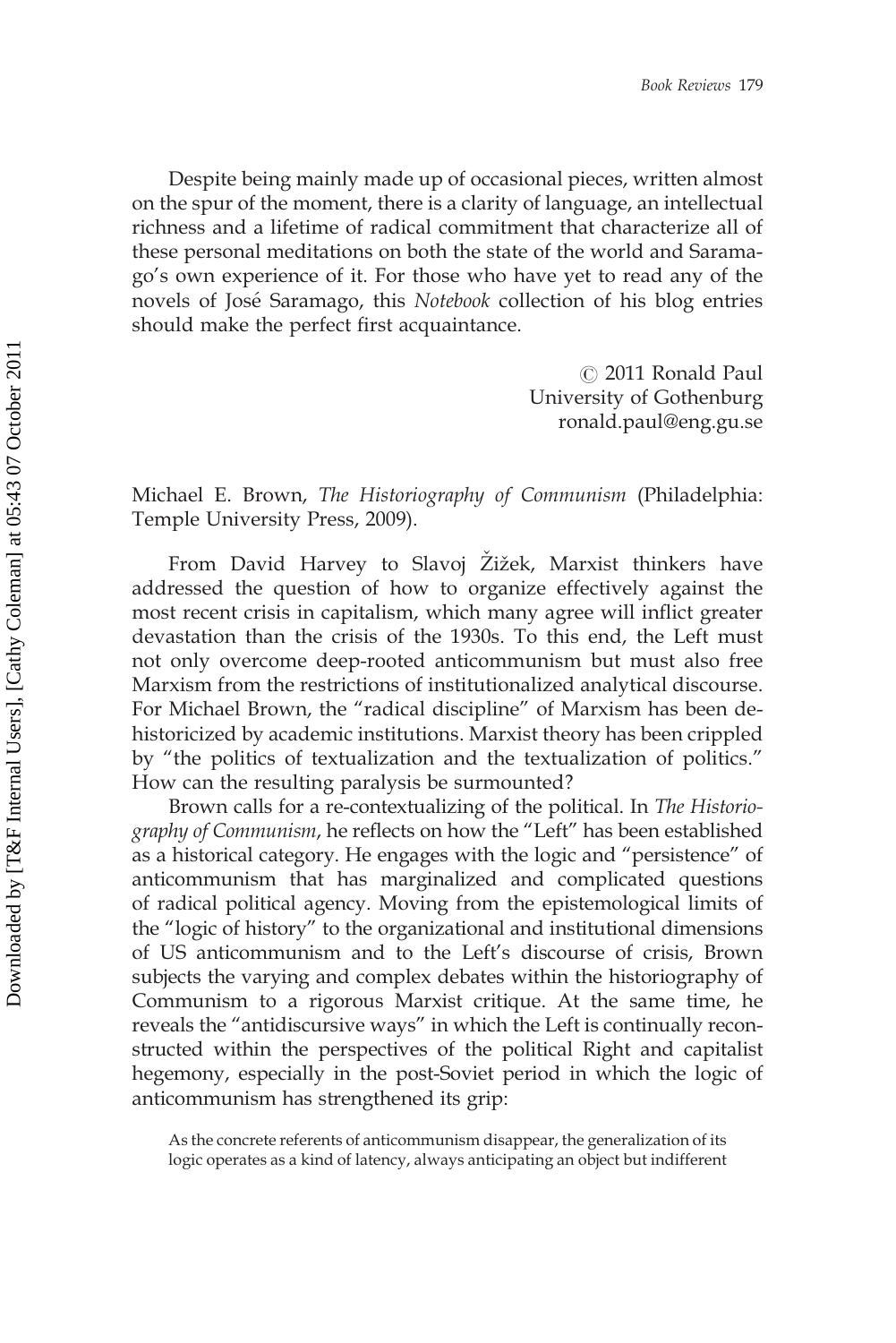Despite being mainly made up of occasional pieces, written almost on the spur of the moment, there is a clarity of language, an intellectual richness and a lifetime of radical commitment that characterize all of these personal meditations on both the state of the world and Saramago's own experience of it. For those who have yet to read any of the novels of José Saramago, this *Notebook* collection of his blog entries should make the perfect first acquaintance.

© 2011 Ronald Paul
University of Gothenburg
ronald.paul@eng.gu.se

Michael E. Brown, *The Historiography of Communism* (Philadelphia: Temple University Press, 2009).

From David Harvey to Slavoj Žižek, Marxist thinkers have addressed the question of how to organize effectively against the most recent crisis in capitalism, which many agree will inflict greater devastation than the crisis of the 1930s. To this end, the Left must not only overcome deep-rooted anticommunism but must also free Marxism from the restrictions of institutionalized analytical discourse. For Michael Brown, the "radical discipline" of Marxism has been dehistoricized by academic institutions. Marxist theory has been crippled by "the politics of textualization and the textualization of politics." How can the resulting paralysis be surmounted?

Brown calls for a re-contextualizing of the political. In *The Historiography of Communism*, he reflects on how the "Left" has been established as a historical category. He engages with the logic and "persistence" of anticommunism that has marginalized and complicated questions of radical political agency. Moving from the epistemological limits of the "logic of history" to the organizational and institutional dimensions of US anticommunism and to the Left's discourse of crisis, Brown subjects the varying and complex debates within the historiography of Communism to a rigorous Marxist critique. At the same time, he reveals the "antidiscursive ways" in which the Left is continually reconstructed within the perspectives of the political Right and capitalist hegemony, especially in the post-Soviet period in which the logic of anticommunism has strengthened its grip:

> As the concrete referents of anticommunism disappear, the generalization of its logic operates as a kind of latency, always anticipating an object but indifferent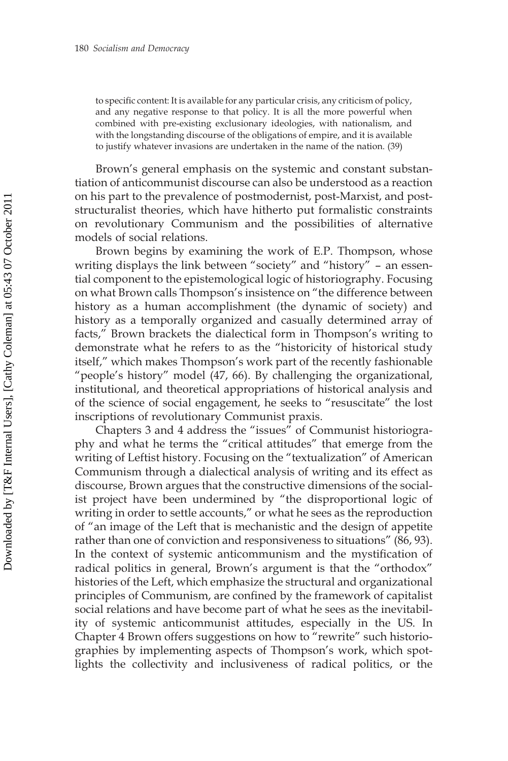> to specific content: It is available for any particular crisis, any criticism of policy, and any negative response to that policy. It is all the more powerful when combined with pre-existing exclusionary ideologies, with nationalism, and with the longstanding discourse of the obligations of empire, and it is available to justify whatever invasions are undertaken in the name of the nation. (39)

Brown's general emphasis on the systemic and constant substantiation of anticommunist discourse can also be understood as a reaction on his part to the prevalence of postmodernist, post-Marxist, and post-structuralist theories, which have hitherto put formalistic constraints on revolutionary Communism and the possibilities of alternative models of social relations.

Brown begins by examining the work of E.P. Thompson, whose writing displays the link between "society" and "history" – an essential component to the epistemological logic of historiography. Focusing on what Brown calls Thompson's insistence on "the difference between history as a human accomplishment (the dynamic of society) and history as a temporally organized and casually determined array of facts," Brown brackets the dialectical form in Thompson's writing to demonstrate what he refers to as the "historicity of historical study itself," which makes Thompson's work part of the recently fashionable "people's history" model (47, 66). By challenging the organizational, institutional, and theoretical appropriations of historical analysis and of the science of social engagement, he seeks to "resuscitate" the lost inscriptions of revolutionary Communist praxis.

Chapters 3 and 4 address the "issues" of Communist historiography and what he terms the "critical attitudes" that emerge from the writing of Leftist history. Focusing on the "textualization" of American Communism through a dialectical analysis of writing and its effect as discourse, Brown argues that the constructive dimensions of the socialist project have been undermined by "the disproportional logic of writing in order to settle accounts," or what he sees as the reproduction of "an image of the Left that is mechanistic and the design of appetite rather than one of conviction and responsiveness to situations" (86, 93). In the context of systemic anticommunism and the mystification of radical politics in general, Brown's argument is that the "orthodox" histories of the Left, which emphasize the structural and organizational principles of Communism, are confined by the framework of capitalist social relations and have become part of what he sees as the inevitability of systemic anticommunist attitudes, especially in the US. In Chapter 4 Brown offers suggestions on how to "rewrite" such historiographies by implementing aspects of Thompson's work, which spotlights the collectivity and inclusiveness of radical politics, or the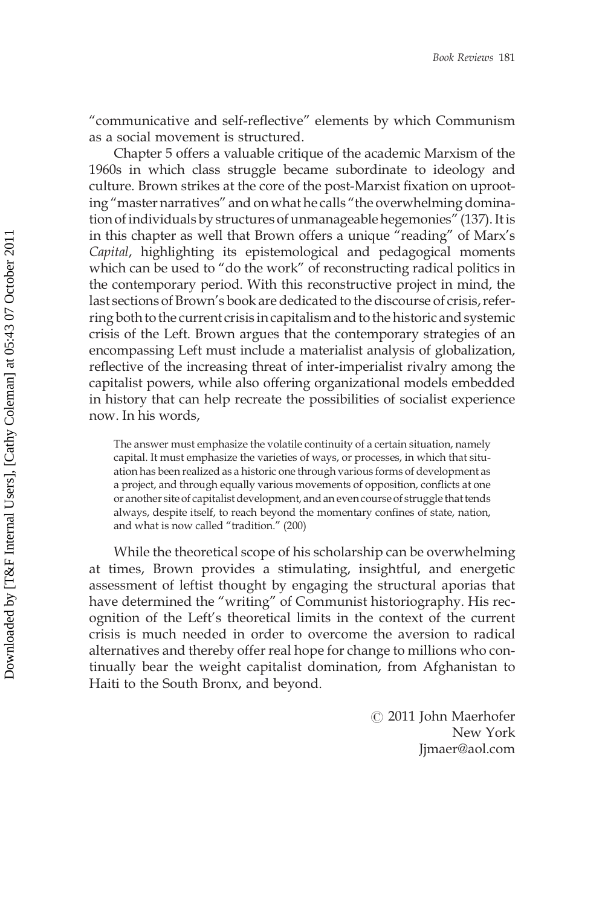"communicative and self-reflective" elements by which Communism as a social movement is structured.

Chapter 5 offers a valuable critique of the academic Marxism of the 1960s in which class struggle became subordinate to ideology and culture. Brown strikes at the core of the post-Marxist fixation on uprooting "master narratives" and on what he calls "the overwhelming domination of individuals by structures of unmanageable hegemonies" (137). It is in this chapter as well that Brown offers a unique "reading" of Marx's *Capital*, highlighting its epistemological and pedagogical moments which can be used to "do the work" of reconstructing radical politics in the contemporary period. With this reconstructive project in mind, the last sections of Brown's book are dedicated to the discourse of crisis, referring both to the current crisis in capitalism and to the historic and systemic crisis of the Left. Brown argues that the contemporary strategies of an encompassing Left must include a materialist analysis of globalization, reflective of the increasing threat of inter-imperialist rivalry among the capitalist powers, while also offering organizational models embedded in history that can help recreate the possibilities of socialist experience now. In his words,

> The answer must emphasize the volatile continuity of a certain situation, namely capital. It must emphasize the varieties of ways, or processes, in which that situation has been realized as a historic one through various forms of development as a project, and through equally various movements of opposition, conflicts at one or another site of capitalist development, and an even course of struggle that tends always, despite itself, to reach beyond the momentary confines of state, nation, and what is now called "tradition." (200)

While the theoretical scope of his scholarship can be overwhelming at times, Brown provides a stimulating, insightful, and energetic assessment of leftist thought by engaging the structural aporias that have determined the "writing" of Communist historiography. His recognition of the Left's theoretical limits in the context of the current crisis is much needed in order to overcome the aversion to radical alternatives and thereby offer real hope for change to millions who continually bear the weight capitalist domination, from Afghanistan to Haiti to the South Bronx, and beyond.

© 2011 John Maerhofer
New York
Jjmaer@aol.com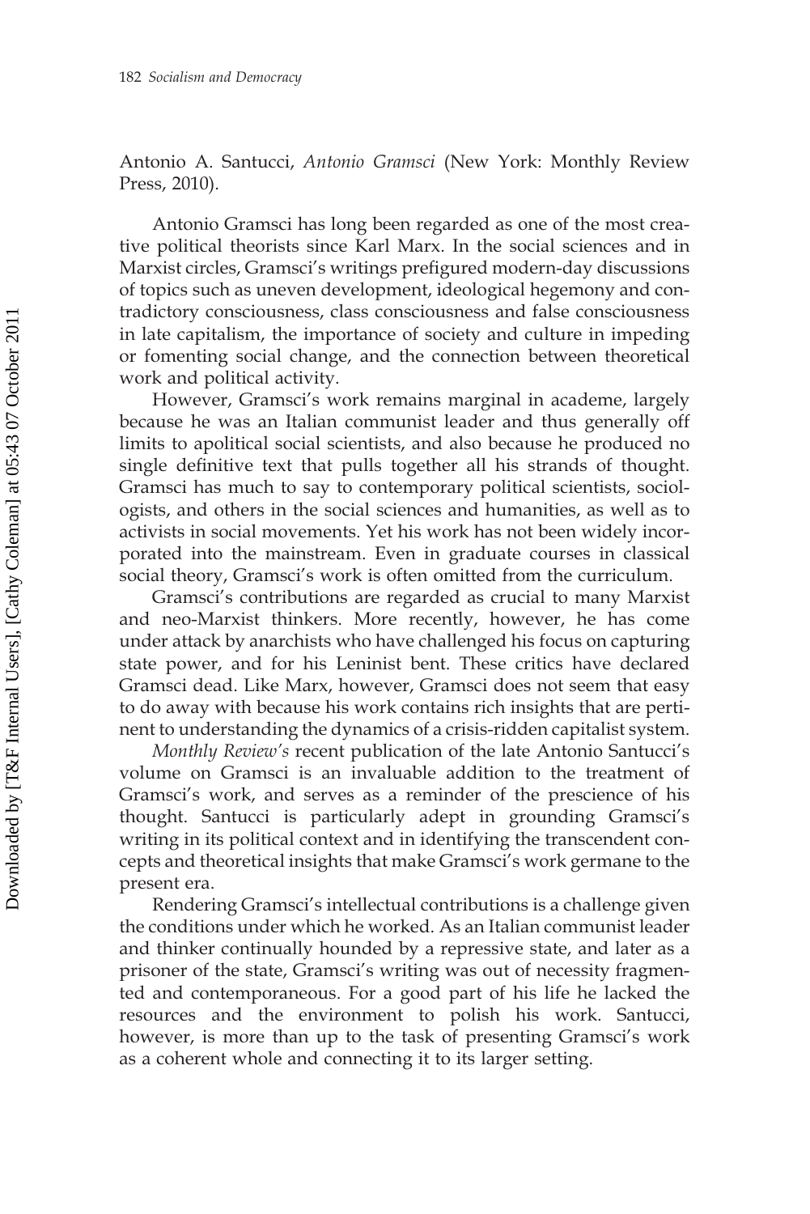Antonio A. Santucci, *Antonio Gramsci* (New York: Monthly Review Press, 2010).

Antonio Gramsci has long been regarded as one of the most creative political theorists since Karl Marx. In the social sciences and in Marxist circles, Gramsci's writings prefigured modern-day discussions of topics such as uneven development, ideological hegemony and contradictory consciousness, class consciousness and false consciousness in late capitalism, the importance of society and culture in impeding or fomenting social change, and the connection between theoretical work and political activity.

However, Gramsci's work remains marginal in academe, largely because he was an Italian communist leader and thus generally off limits to apolitical social scientists, and also because he produced no single definitive text that pulls together all his strands of thought. Gramsci has much to say to contemporary political scientists, sociologists, and others in the social sciences and humanities, as well as to activists in social movements. Yet his work has not been widely incorporated into the mainstream. Even in graduate courses in classical social theory, Gramsci's work is often omitted from the curriculum.

Gramsci's contributions are regarded as crucial to many Marxist and neo-Marxist thinkers. More recently, however, he has come under attack by anarchists who have challenged his focus on capturing state power, and for his Leninist bent. These critics have declared Gramsci dead. Like Marx, however, Gramsci does not seem that easy to do away with because his work contains rich insights that are pertinent to understanding the dynamics of a crisis-ridden capitalist system.

*Monthly Review's* recent publication of the late Antonio Santucci's volume on Gramsci is an invaluable addition to the treatment of Gramsci's work, and serves as a reminder of the prescience of his thought. Santucci is particularly adept in grounding Gramsci's writing in its political context and in identifying the transcendent concepts and theoretical insights that make Gramsci's work germane to the present era.

Rendering Gramsci's intellectual contributions is a challenge given the conditions under which he worked. As an Italian communist leader and thinker continually hounded by a repressive state, and later as a prisoner of the state, Gramsci's writing was out of necessity fragmented and contemporaneous. For a good part of his life he lacked the resources and the environment to polish his work. Santucci, however, is more than up to the task of presenting Gramsci's work as a coherent whole and connecting it to its larger setting.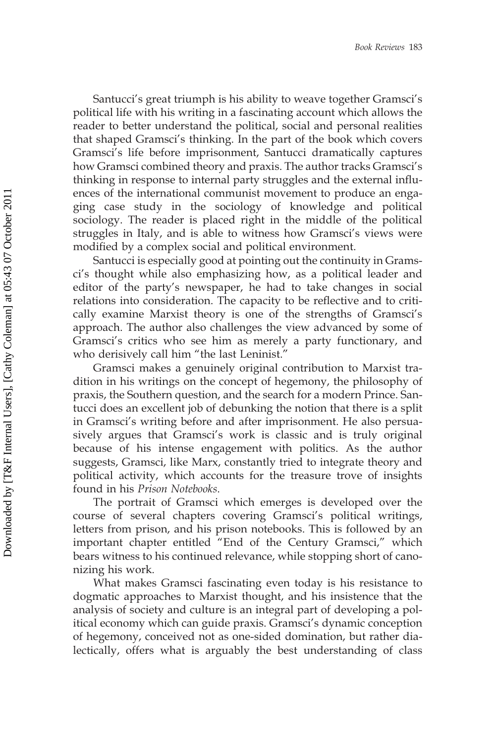Santucci's great triumph is his ability to weave together Gramsci's political life with his writing in a fascinating account which allows the reader to better understand the political, social and personal realities that shaped Gramsci's thinking. In the part of the book which covers Gramsci's life before imprisonment, Santucci dramatically captures how Gramsci combined theory and praxis. The author tracks Gramsci's thinking in response to internal party struggles and the external influences of the international communist movement to produce an engaging case study in the sociology of knowledge and political sociology. The reader is placed right in the middle of the political struggles in Italy, and is able to witness how Gramsci's views were modified by a complex social and political environment.

Santucci is especially good at pointing out the continuity in Gramsci's thought while also emphasizing how, as a political leader and editor of the party's newspaper, he had to take changes in social relations into consideration. The capacity to be reflective and to critically examine Marxist theory is one of the strengths of Gramsci's approach. The author also challenges the view advanced by some of Gramsci's critics who see him as merely a party functionary, and who derisively call him "the last Leninist."

Gramsci makes a genuinely original contribution to Marxist tradition in his writings on the concept of hegemony, the philosophy of praxis, the Southern question, and the search for a modern Prince. Santucci does an excellent job of debunking the notion that there is a split in Gramsci's writing before and after imprisonment. He also persuasively argues that Gramsci's work is classic and is truly original because of his intense engagement with politics. As the author suggests, Gramsci, like Marx, constantly tried to integrate theory and political activity, which accounts for the treasure trove of insights found in his *Prison Notebooks*.

The portrait of Gramsci which emerges is developed over the course of several chapters covering Gramsci's political writings, letters from prison, and his prison notebooks. This is followed by an important chapter entitled "End of the Century Gramsci," which bears witness to his continued relevance, while stopping short of canonizing his work.

What makes Gramsci fascinating even today is his resistance to dogmatic approaches to Marxist thought, and his insistence that the analysis of society and culture is an integral part of developing a political economy which can guide praxis. Gramsci's dynamic conception of hegemony, conceived not as one-sided domination, but rather dialectically, offers what is arguably the best understanding of class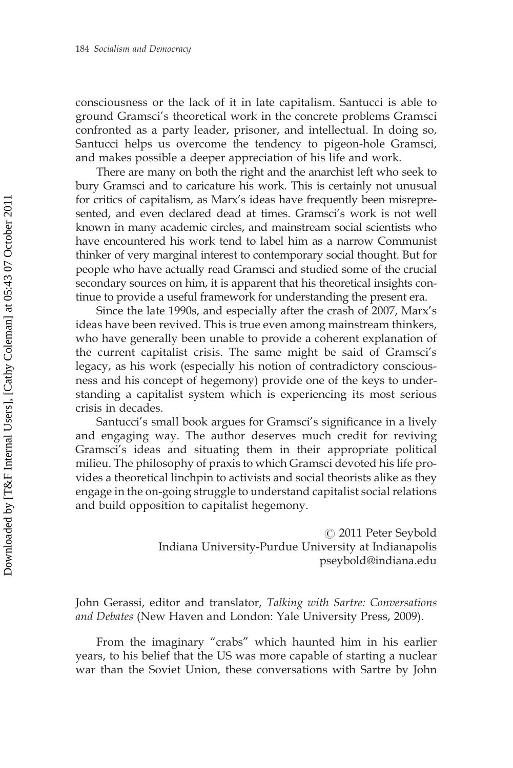consciousness or the lack of it in late capitalism. Santucci is able to ground Gramsci's theoretical work in the concrete problems Gramsci confronted as a party leader, prisoner, and intellectual. In doing so, Santucci helps us overcome the tendency to pigeon-hole Gramsci, and makes possible a deeper appreciation of his life and work.

There are many on both the right and the anarchist left who seek to bury Gramsci and to caricature his work. This is certainly not unusual for critics of capitalism, as Marx's ideas have frequently been misrepresented, and even declared dead at times. Gramsci's work is not well known in many academic circles, and mainstream social scientists who have encountered his work tend to label him as a narrow Communist thinker of very marginal interest to contemporary social thought. But for people who have actually read Gramsci and studied some of the crucial secondary sources on him, it is apparent that his theoretical insights continue to provide a useful framework for understanding the present era.

Since the late 1990s, and especially after the crash of 2007, Marx's ideas have been revived. This is true even among mainstream thinkers, who have generally been unable to provide a coherent explanation of the current capitalist crisis. The same might be said of Gramsci's legacy, as his work (especially his notion of contradictory consciousness and his concept of hegemony) provide one of the keys to understanding a capitalist system which is experiencing its most serious crisis in decades.

Santucci's small book argues for Gramsci's significance in a lively and engaging way. The author deserves much credit for reviving Gramsci's ideas and situating them in their appropriate political milieu. The philosophy of praxis to which Gramsci devoted his life provides a theoretical linchpin to activists and social theorists alike as they engage in the on-going struggle to understand capitalist social relations and build opposition to capitalist hegemony.

© 2011 Peter Seybold
Indiana University-Purdue University at Indianapolis
pseybold@indiana.edu

John Gerassi, editor and translator, *Talking with Sartre: Conversations and Debates* (New Haven and London: Yale University Press, 2009).

From the imaginary "crabs" which haunted him in his earlier years, to his belief that the US was more capable of starting a nuclear war than the Soviet Union, these conversations with Sartre by John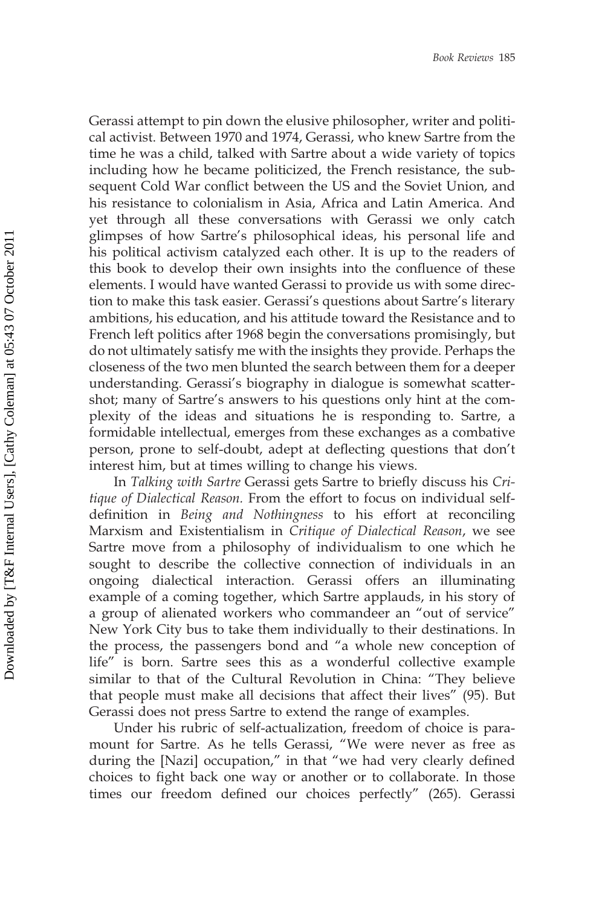Gerassi attempt to pin down the elusive philosopher, writer and political activist. Between 1970 and 1974, Gerassi, who knew Sartre from the time he was a child, talked with Sartre about a wide variety of topics including how he became politicized, the French resistance, the subsequent Cold War conflict between the US and the Soviet Union, and his resistance to colonialism in Asia, Africa and Latin America. And yet through all these conversations with Gerassi we only catch glimpses of how Sartre's philosophical ideas, his personal life and his political activism catalyzed each other. It is up to the readers of this book to develop their own insights into the confluence of these elements. I would have wanted Gerassi to provide us with some direction to make this task easier. Gerassi's questions about Sartre's literary ambitions, his education, and his attitude toward the Resistance and to French left politics after 1968 begin the conversations promisingly, but do not ultimately satisfy me with the insights they provide. Perhaps the closeness of the two men blunted the search between them for a deeper understanding. Gerassi's biography in dialogue is somewhat scattershot; many of Sartre's answers to his questions only hint at the complexity of the ideas and situations he is responding to. Sartre, a formidable intellectual, emerges from these exchanges as a combative person, prone to self-doubt, adept at deflecting questions that don't interest him, but at times willing to change his views.

In *Talking with Sartre* Gerassi gets Sartre to briefly discuss his *Critique of Dialectical Reason.* From the effort to focus on individual self-definition in *Being and Nothingness* to his effort at reconciling Marxism and Existentialism in *Critique of Dialectical Reason*, we see Sartre move from a philosophy of individualism to one which he sought to describe the collective connection of individuals in an ongoing dialectical interaction. Gerassi offers an illuminating example of a coming together, which Sartre applauds, in his story of a group of alienated workers who commandeer an "out of service" New York City bus to take them individually to their destinations. In the process, the passengers bond and "a whole new conception of life" is born. Sartre sees this as a wonderful collective example similar to that of the Cultural Revolution in China: "They believe that people must make all decisions that affect their lives" (95). But Gerassi does not press Sartre to extend the range of examples.

Under his rubric of self-actualization, freedom of choice is paramount for Sartre. As he tells Gerassi, "We were never as free as during the [Nazi] occupation," in that "we had very clearly defined choices to fight back one way or another or to collaborate. In those times our freedom defined our choices perfectly" (265). Gerassi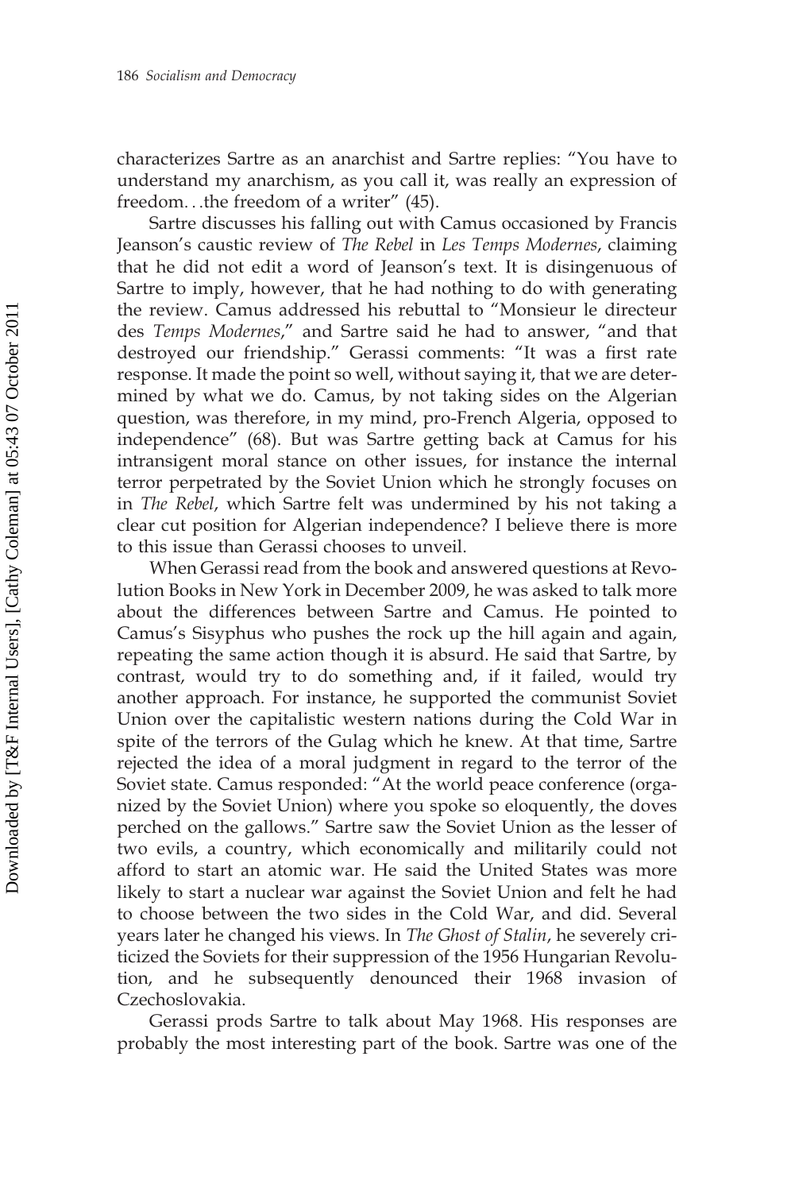characterizes Sartre as an anarchist and Sartre replies: "You have to understand my anarchism, as you call it, was really an expression of freedom. . .the freedom of a writer" (45).

Sartre discusses his falling out with Camus occasioned by Francis Jeanson's caustic review of *The Rebel* in *Les Temps Modernes*, claiming that he did not edit a word of Jeanson's text. It is disingenuous of Sartre to imply, however, that he had nothing to do with generating the review. Camus addressed his rebuttal to "Monsieur le directeur des *Temps Modernes*," and Sartre said he had to answer, "and that destroyed our friendship." Gerassi comments: "It was a first rate response. It made the point so well, without saying it, that we are determined by what we do. Camus, by not taking sides on the Algerian question, was therefore, in my mind, pro-French Algeria, opposed to independence" (68). But was Sartre getting back at Camus for his intransigent moral stance on other issues, for instance the internal terror perpetrated by the Soviet Union which he strongly focuses on in *The Rebel*, which Sartre felt was undermined by his not taking a clear cut position for Algerian independence? I believe there is more to this issue than Gerassi chooses to unveil.

When Gerassi read from the book and answered questions at Revolution Books in New York in December 2009, he was asked to talk more about the differences between Sartre and Camus. He pointed to Camus's Sisyphus who pushes the rock up the hill again and again, repeating the same action though it is absurd. He said that Sartre, by contrast, would try to do something and, if it failed, would try another approach. For instance, he supported the communist Soviet Union over the capitalistic western nations during the Cold War in spite of the terrors of the Gulag which he knew. At that time, Sartre rejected the idea of a moral judgment in regard to the terror of the Soviet state. Camus responded: "At the world peace conference (organized by the Soviet Union) where you spoke so eloquently, the doves perched on the gallows." Sartre saw the Soviet Union as the lesser of two evils, a country, which economically and militarily could not afford to start an atomic war. He said the United States was more likely to start a nuclear war against the Soviet Union and felt he had to choose between the two sides in the Cold War, and did. Several years later he changed his views. In *The Ghost of Stalin*, he severely criticized the Soviets for their suppression of the 1956 Hungarian Revolution, and he subsequently denounced their 1968 invasion of Czechoslovakia.

Gerassi prods Sartre to talk about May 1968. His responses are probably the most interesting part of the book. Sartre was one of the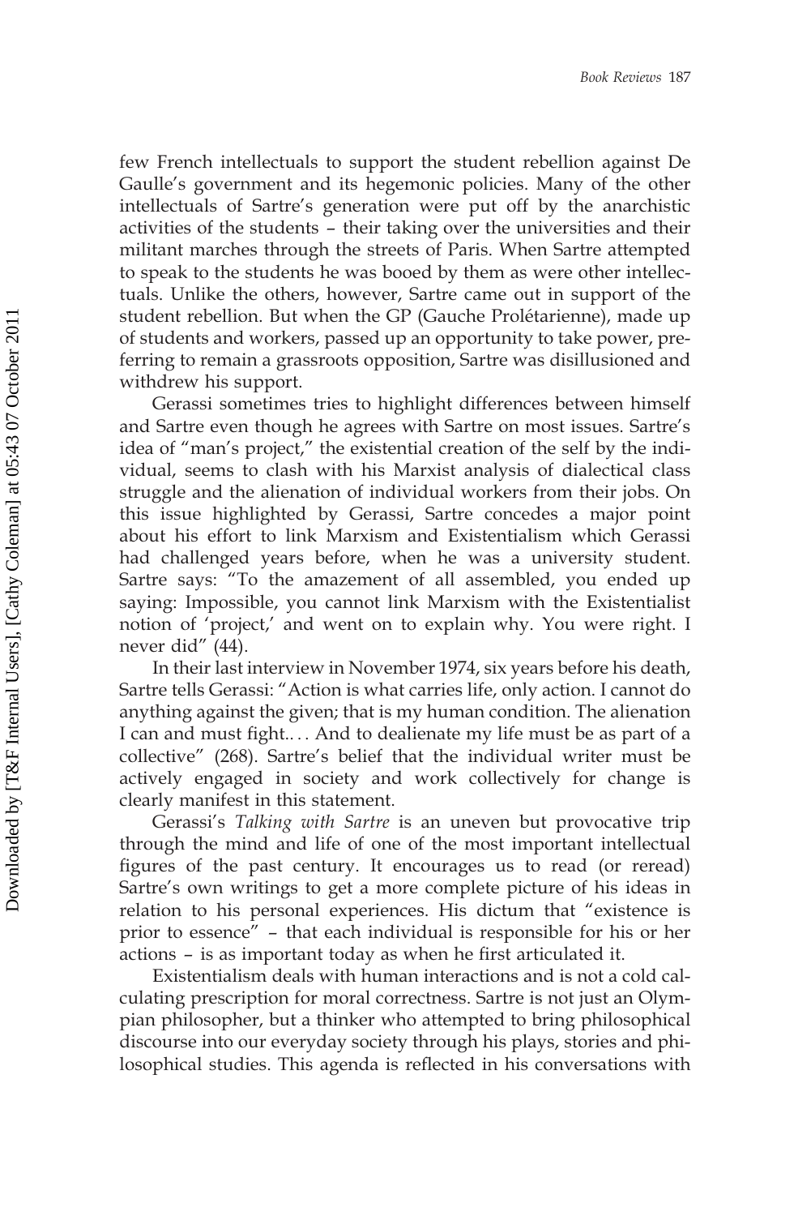few French intellectuals to support the student rebellion against De Gaulle's government and its hegemonic policies. Many of the other intellectuals of Sartre's generation were put off by the anarchistic activities of the students – their taking over the universities and their militant marches through the streets of Paris. When Sartre attempted to speak to the students he was booed by them as were other intellectuals. Unlike the others, however, Sartre came out in support of the student rebellion. But when the GP (Gauche Prolétarienne), made up of students and workers, passed up an opportunity to take power, preferring to remain a grassroots opposition, Sartre was disillusioned and withdrew his support.

Gerassi sometimes tries to highlight differences between himself and Sartre even though he agrees with Sartre on most issues. Sartre's idea of "man's project," the existential creation of the self by the individual, seems to clash with his Marxist analysis of dialectical class struggle and the alienation of individual workers from their jobs. On this issue highlighted by Gerassi, Sartre concedes a major point about his effort to link Marxism and Existentialism which Gerassi had challenged years before, when he was a university student. Sartre says: "To the amazement of all assembled, you ended up saying: Impossible, you cannot link Marxism with the Existentialist notion of 'project,' and went on to explain why. You were right. I never did" (44).

In their last interview in November 1974, six years before his death, Sartre tells Gerassi: "Action is what carries life, only action. I cannot do anything against the given; that is my human condition. The alienation I can and must fight.... And to dealienate my life must be as part of a collective" (268). Sartre's belief that the individual writer must be actively engaged in society and work collectively for change is clearly manifest in this statement.

Gerassi's *Talking with Sartre* is an uneven but provocative trip through the mind and life of one of the most important intellectual figures of the past century. It encourages us to read (or reread) Sartre's own writings to get a more complete picture of his ideas in relation to his personal experiences. His dictum that "existence is prior to essence" – that each individual is responsible for his or her actions – is as important today as when he first articulated it.

Existentialism deals with human interactions and is not a cold calculating prescription for moral correctness. Sartre is not just an Olympian philosopher, but a thinker who attempted to bring philosophical discourse into our everyday society through his plays, stories and philosophical studies. This agenda is reflected in his conversations with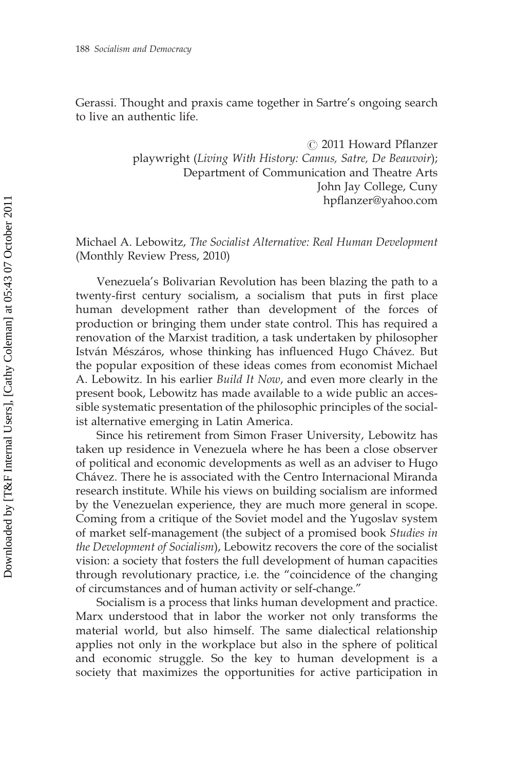Gerassi. Thought and praxis came together in Sartre's ongoing search to live an authentic life.

© 2011 Howard Pflanzer
playwright (*Living With History: Camus, Satre, De Beauvoir*);
Department of Communication and Theatre Arts
John Jay College, Cuny
hpflanzer@yahoo.com

Michael A. Lebowitz, *The Socialist Alternative: Real Human Development* (Monthly Review Press, 2010)

Venezuela's Bolivarian Revolution has been blazing the path to a twenty-first century socialism, a socialism that puts in first place human development rather than development of the forces of production or bringing them under state control. This has required a renovation of the Marxist tradition, a task undertaken by philosopher István Mészáros, whose thinking has influenced Hugo Chávez. But the popular exposition of these ideas comes from economist Michael A. Lebowitz. In his earlier *Build It Now*, and even more clearly in the present book, Lebowitz has made available to a wide public an accessible systematic presentation of the philosophic principles of the socialist alternative emerging in Latin America.

Since his retirement from Simon Fraser University, Lebowitz has taken up residence in Venezuela where he has been a close observer of political and economic developments as well as an adviser to Hugo Chávez. There he is associated with the Centro Internacional Miranda research institute. While his views on building socialism are informed by the Venezuelan experience, they are much more general in scope. Coming from a critique of the Soviet model and the Yugoslav system of market self-management (the subject of a promised book *Studies in the Development of Socialism*), Lebowitz recovers the core of the socialist vision: a society that fosters the full development of human capacities through revolutionary practice, i.e. the "coincidence of the changing of circumstances and of human activity or self-change."

Socialism is a process that links human development and practice. Marx understood that in labor the worker not only transforms the material world, but also himself. The same dialectical relationship applies not only in the workplace but also in the sphere of political and economic struggle. So the key to human development is a society that maximizes the opportunities for active participation in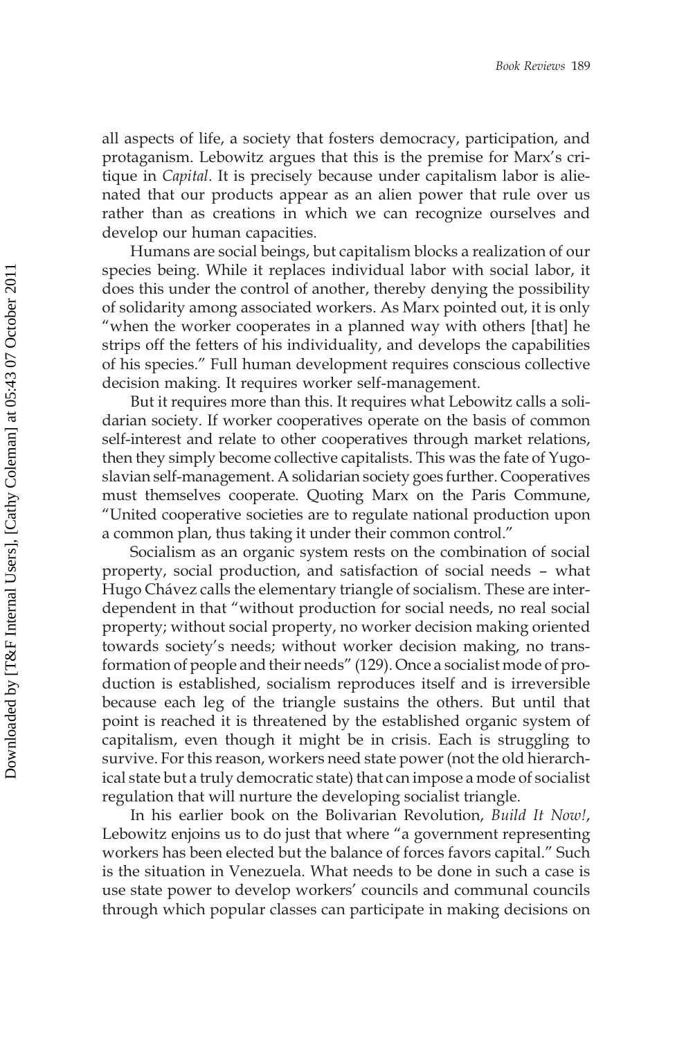all aspects of life, a society that fosters democracy, participation, and protaganism. Lebowitz argues that this is the premise for Marx's critique in *Capital*. It is precisely because under capitalism labor is alienated that our products appear as an alien power that rule over us rather than as creations in which we can recognize ourselves and develop our human capacities.

Humans are social beings, but capitalism blocks a realization of our species being. While it replaces individual labor with social labor, it does this under the control of another, thereby denying the possibility of solidarity among associated workers. As Marx pointed out, it is only "when the worker cooperates in a planned way with others [that] he strips off the fetters of his individuality, and develops the capabilities of his species." Full human development requires conscious collective decision making. It requires worker self-management.

But it requires more than this. It requires what Lebowitz calls a solidarian society. If worker cooperatives operate on the basis of common self-interest and relate to other cooperatives through market relations, then they simply become collective capitalists. This was the fate of Yugoslavian self-management. A solidarian society goes further. Cooperatives must themselves cooperate. Quoting Marx on the Paris Commune, "United cooperative societies are to regulate national production upon a common plan, thus taking it under their common control."

Socialism as an organic system rests on the combination of social property, social production, and satisfaction of social needs – what Hugo Chávez calls the elementary triangle of socialism. These are interdependent in that "without production for social needs, no real social property; without social property, no worker decision making oriented towards society's needs; without worker decision making, no transformation of people and their needs" (129). Once a socialist mode of production is established, socialism reproduces itself and is irreversible because each leg of the triangle sustains the others. But until that point is reached it is threatened by the established organic system of capitalism, even though it might be in crisis. Each is struggling to survive. For this reason, workers need state power (not the old hierarchical state but a truly democratic state) that can impose a mode of socialist regulation that will nurture the developing socialist triangle.

In his earlier book on the Bolivarian Revolution, *Build It Now!*, Lebowitz enjoins us to do just that where "a government representing workers has been elected but the balance of forces favors capital." Such is the situation in Venezuela. What needs to be done in such a case is use state power to develop workers' councils and communal councils through which popular classes can participate in making decisions on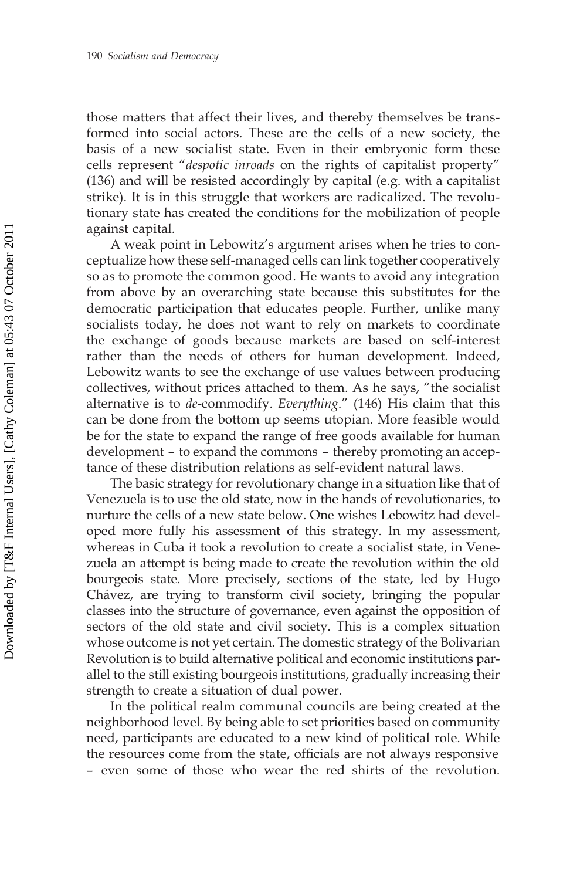those matters that affect their lives, and thereby themselves be transformed into social actors. These are the cells of a new society, the basis of a new socialist state. Even in their embryonic form these cells represent "*despotic inroads* on the rights of capitalist property" (136) and will be resisted accordingly by capital (e.g. with a capitalist strike). It is in this struggle that workers are radicalized. The revolutionary state has created the conditions for the mobilization of people against capital.

A weak point in Lebowitz's argument arises when he tries to conceptualize how these self-managed cells can link together cooperatively so as to promote the common good. He wants to avoid any integration from above by an overarching state because this substitutes for the democratic participation that educates people. Further, unlike many socialists today, he does not want to rely on markets to coordinate the exchange of goods because markets are based on self-interest rather than the needs of others for human development. Indeed, Lebowitz wants to see the exchange of use values between producing collectives, without prices attached to them. As he says, "the socialist alternative is to *de*-commodify. *Everything*." (146) His claim that this can be done from the bottom up seems utopian. More feasible would be for the state to expand the range of free goods available for human development – to expand the commons – thereby promoting an acceptance of these distribution relations as self-evident natural laws.

The basic strategy for revolutionary change in a situation like that of Venezuela is to use the old state, now in the hands of revolutionaries, to nurture the cells of a new state below. One wishes Lebowitz had developed more fully his assessment of this strategy. In my assessment, whereas in Cuba it took a revolution to create a socialist state, in Venezuela an attempt is being made to create the revolution within the old bourgeois state. More precisely, sections of the state, led by Hugo Chávez, are trying to transform civil society, bringing the popular classes into the structure of governance, even against the opposition of sectors of the old state and civil society. This is a complex situation whose outcome is not yet certain. The domestic strategy of the Bolivarian Revolution is to build alternative political and economic institutions parallel to the still existing bourgeois institutions, gradually increasing their strength to create a situation of dual power.

In the political realm communal councils are being created at the neighborhood level. By being able to set priorities based on community need, participants are educated to a new kind of political role. While the resources come from the state, officials are not always responsive – even some of those who wear the red shirts of the revolution.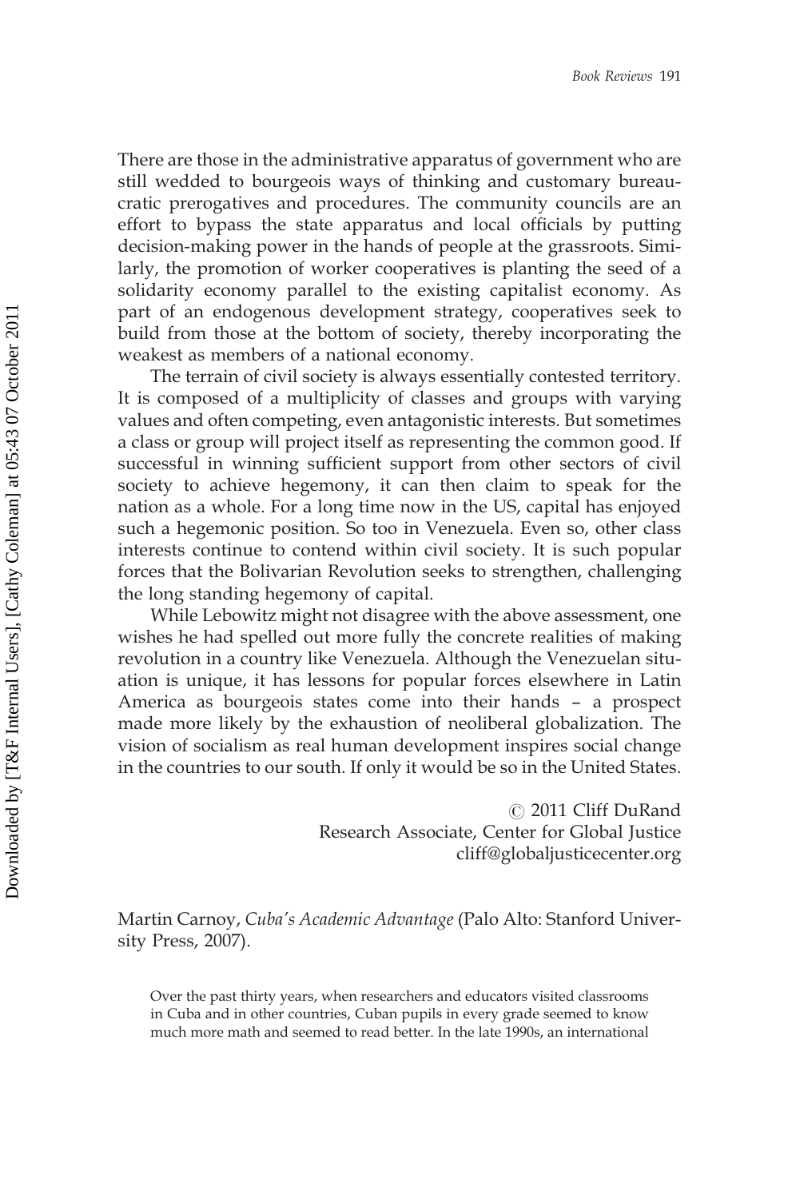There are those in the administrative apparatus of government who are still wedded to bourgeois ways of thinking and customary bureaucratic prerogatives and procedures. The community councils are an effort to bypass the state apparatus and local officials by putting decision-making power in the hands of people at the grassroots. Similarly, the promotion of worker cooperatives is planting the seed of a solidarity economy parallel to the existing capitalist economy. As part of an endogenous development strategy, cooperatives seek to build from those at the bottom of society, thereby incorporating the weakest as members of a national economy.

The terrain of civil society is always essentially contested territory. It is composed of a multiplicity of classes and groups with varying values and often competing, even antagonistic interests. But sometimes a class or group will project itself as representing the common good. If successful in winning sufficient support from other sectors of civil society to achieve hegemony, it can then claim to speak for the nation as a whole. For a long time now in the US, capital has enjoyed such a hegemonic position. So too in Venezuela. Even so, other class interests continue to contend within civil society. It is such popular forces that the Bolivarian Revolution seeks to strengthen, challenging the long standing hegemony of capital.

While Lebowitz might not disagree with the above assessment, one wishes he had spelled out more fully the concrete realities of making revolution in a country like Venezuela. Although the Venezuelan situation is unique, it has lessons for popular forces elsewhere in Latin America as bourgeois states come into their hands – a prospect made more likely by the exhaustion of neoliberal globalization. The vision of socialism as real human development inspires social change in the countries to our south. If only it would be so in the United States.

© 2011 Cliff DuRand
Research Associate, Center for Global Justice
cliff@globaljusticecenter.org

Martin Carnoy, *Cuba's Academic Advantage* (Palo Alto: Stanford University Press, 2007).

> Over the past thirty years, when researchers and educators visited classrooms in Cuba and in other countries, Cuban pupils in every grade seemed to know much more math and seemed to read better. In the late 1990s, an international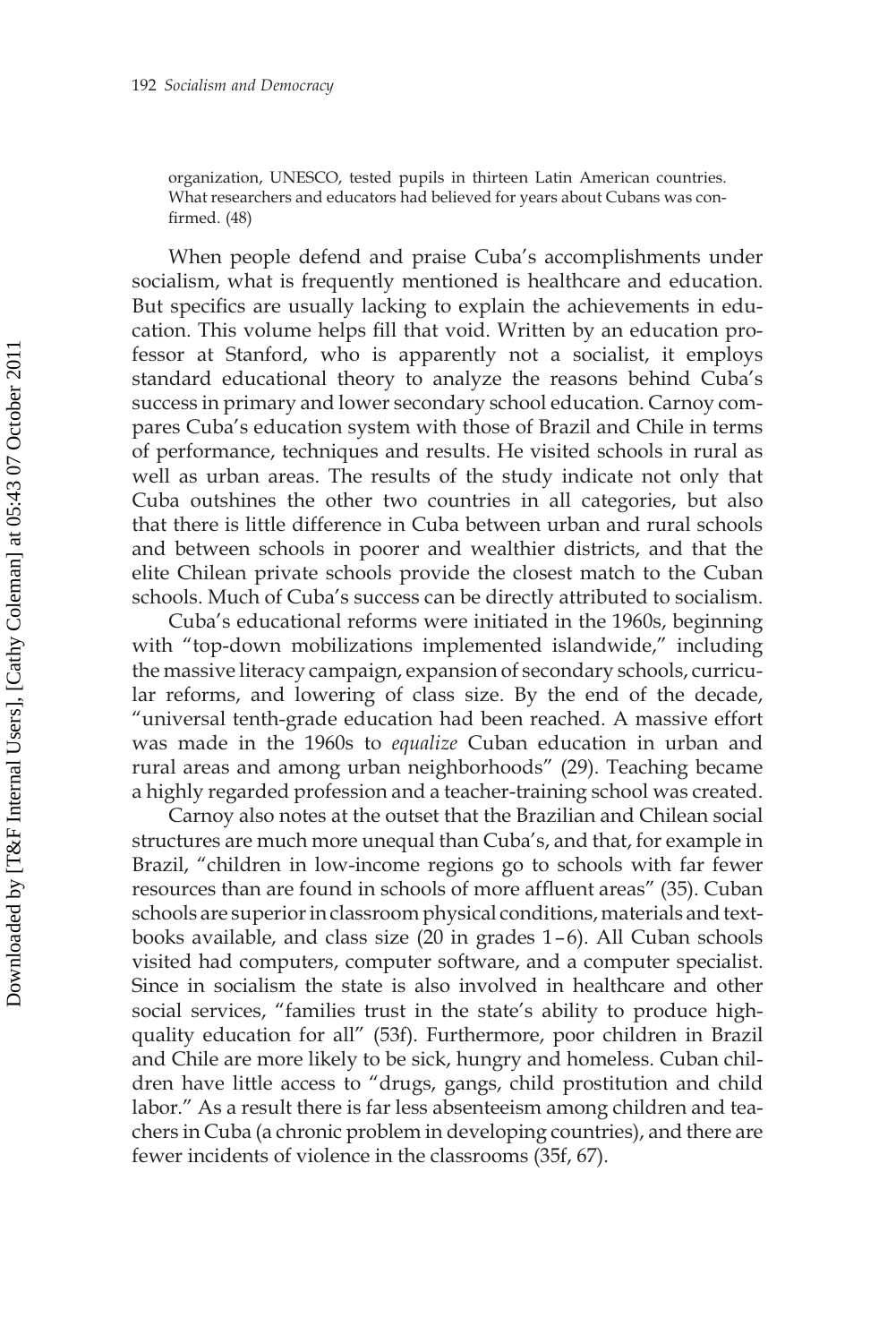organization, UNESCO, tested pupils in thirteen Latin American countries. What researchers and educators had believed for years about Cubans was confirmed. (48)

When people defend and praise Cuba's accomplishments under socialism, what is frequently mentioned is healthcare and education. But specifics are usually lacking to explain the achievements in education. This volume helps fill that void. Written by an education professor at Stanford, who is apparently not a socialist, it employs standard educational theory to analyze the reasons behind Cuba's success in primary and lower secondary school education. Carnoy compares Cuba's education system with those of Brazil and Chile in terms of performance, techniques and results. He visited schools in rural as well as urban areas. The results of the study indicate not only that Cuba outshines the other two countries in all categories, but also that there is little difference in Cuba between urban and rural schools and between schools in poorer and wealthier districts, and that the elite Chilean private schools provide the closest match to the Cuban schools. Much of Cuba's success can be directly attributed to socialism.

Cuba's educational reforms were initiated in the 1960s, beginning with "top-down mobilizations implemented islandwide," including the massive literacy campaign, expansion of secondary schools, curricular reforms, and lowering of class size. By the end of the decade, "universal tenth-grade education had been reached. A massive effort was made in the 1960s to *equalize* Cuban education in urban and rural areas and among urban neighborhoods" (29). Teaching became a highly regarded profession and a teacher-training school was created.

Carnoy also notes at the outset that the Brazilian and Chilean social structures are much more unequal than Cuba's, and that, for example in Brazil, "children in low-income regions go to schools with far fewer resources than are found in schools of more affluent areas" (35). Cuban schools are superior in classroom physical conditions, materials and textbooks available, and class size (20 in grades 1–6). All Cuban schools visited had computers, computer software, and a computer specialist. Since in socialism the state is also involved in healthcare and other social services, "families trust in the state's ability to produce high-quality education for all" (53f). Furthermore, poor children in Brazil and Chile are more likely to be sick, hungry and homeless. Cuban children have little access to "drugs, gangs, child prostitution and child labor." As a result there is far less absenteeism among children and teachers in Cuba (a chronic problem in developing countries), and there are fewer incidents of violence in the classrooms (35f, 67).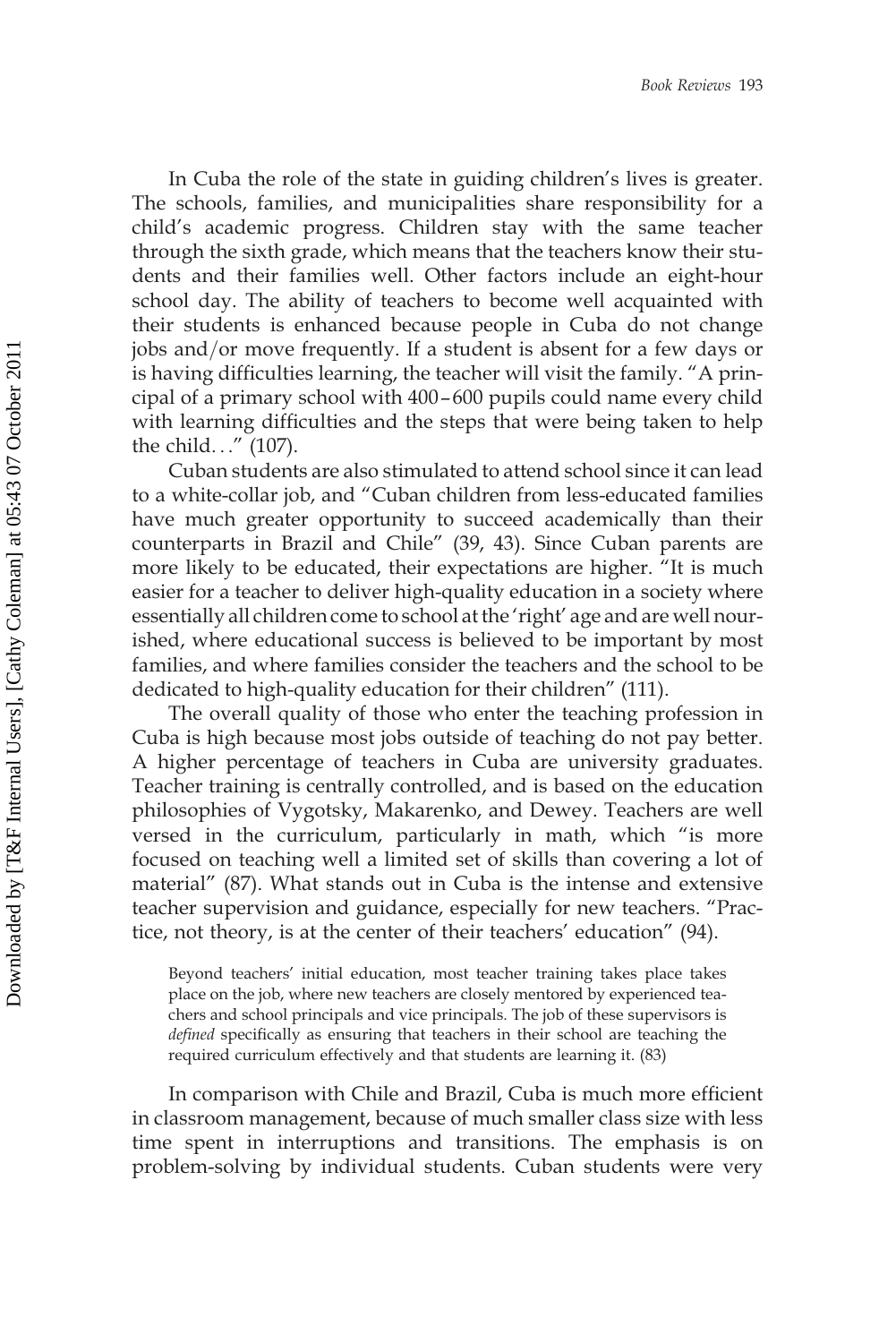In Cuba the role of the state in guiding children's lives is greater. The schools, families, and municipalities share responsibility for a child's academic progress. Children stay with the same teacher through the sixth grade, which means that the teachers know their students and their families well. Other factors include an eight-hour school day. The ability of teachers to become well acquainted with their students is enhanced because people in Cuba do not change jobs and/or move frequently. If a student is absent for a few days or is having difficulties learning, the teacher will visit the family. "A principal of a primary school with 400–600 pupils could name every child with learning difficulties and the steps that were being taken to help the child…" (107).

Cuban students are also stimulated to attend school since it can lead to a white-collar job, and "Cuban children from less-educated families have much greater opportunity to succeed academically than their counterparts in Brazil and Chile" (39, 43). Since Cuban parents are more likely to be educated, their expectations are higher. "It is much easier for a teacher to deliver high-quality education in a society where essentially all children come to school at the 'right' age and are well nourished, where educational success is believed to be important by most families, and where families consider the teachers and the school to be dedicated to high-quality education for their children" (111).

The overall quality of those who enter the teaching profession in Cuba is high because most jobs outside of teaching do not pay better. A higher percentage of teachers in Cuba are university graduates. Teacher training is centrally controlled, and is based on the education philosophies of Vygotsky, Makarenko, and Dewey. Teachers are well versed in the curriculum, particularly in math, which "is more focused on teaching well a limited set of skills than covering a lot of material" (87). What stands out in Cuba is the intense and extensive teacher supervision and guidance, especially for new teachers. "Practice, not theory, is at the center of their teachers' education" (94).

> Beyond teachers' initial education, most teacher training takes place takes place on the job, where new teachers are closely mentored by experienced teachers and school principals and vice principals. The job of these supervisors is *defined* specifically as ensuring that teachers in their school are teaching the required curriculum effectively and that students are learning it. (83)

In comparison with Chile and Brazil, Cuba is much more efficient in classroom management, because of much smaller class size with less time spent in interruptions and transitions. The emphasis is on problem-solving by individual students. Cuban students were very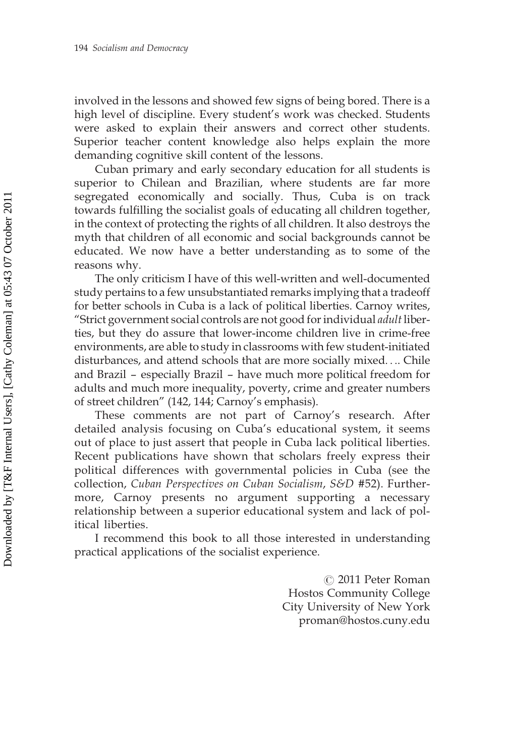involved in the lessons and showed few signs of being bored. There is a high level of discipline. Every student's work was checked. Students were asked to explain their answers and correct other students. Superior teacher content knowledge also helps explain the more demanding cognitive skill content of the lessons.

Cuban primary and early secondary education for all students is superior to Chilean and Brazilian, where students are far more segregated economically and socially. Thus, Cuba is on track towards fulfilling the socialist goals of educating all children together, in the context of protecting the rights of all children. It also destroys the myth that children of all economic and social backgrounds cannot be educated. We now have a better understanding as to some of the reasons why.

The only criticism I have of this well-written and well-documented study pertains to a few unsubstantiated remarks implying that a tradeoff for better schools in Cuba is a lack of political liberties. Carnoy writes, "Strict government social controls are not good for individual *adult* liberties, but they do assure that lower-income children live in crime-free environments, are able to study in classrooms with few student-initiated disturbances, and attend schools that are more socially mixed. . .. Chile and Brazil – especially Brazil – have much more political freedom for adults and much more inequality, poverty, crime and greater numbers of street children" (142, 144; Carnoy's emphasis).

These comments are not part of Carnoy's research. After detailed analysis focusing on Cuba's educational system, it seems out of place to just assert that people in Cuba lack political liberties. Recent publications have shown that scholars freely express their political differences with governmental policies in Cuba (see the collection, *Cuban Perspectives on Cuban Socialism*, *S&D* #52). Furthermore, Carnoy presents no argument supporting a necessary relationship between a superior educational system and lack of political liberties.

I recommend this book to all those interested in understanding practical applications of the socialist experience.

© 2011 Peter Roman
Hostos Community College
City University of New York
proman@hostos.cuny.edu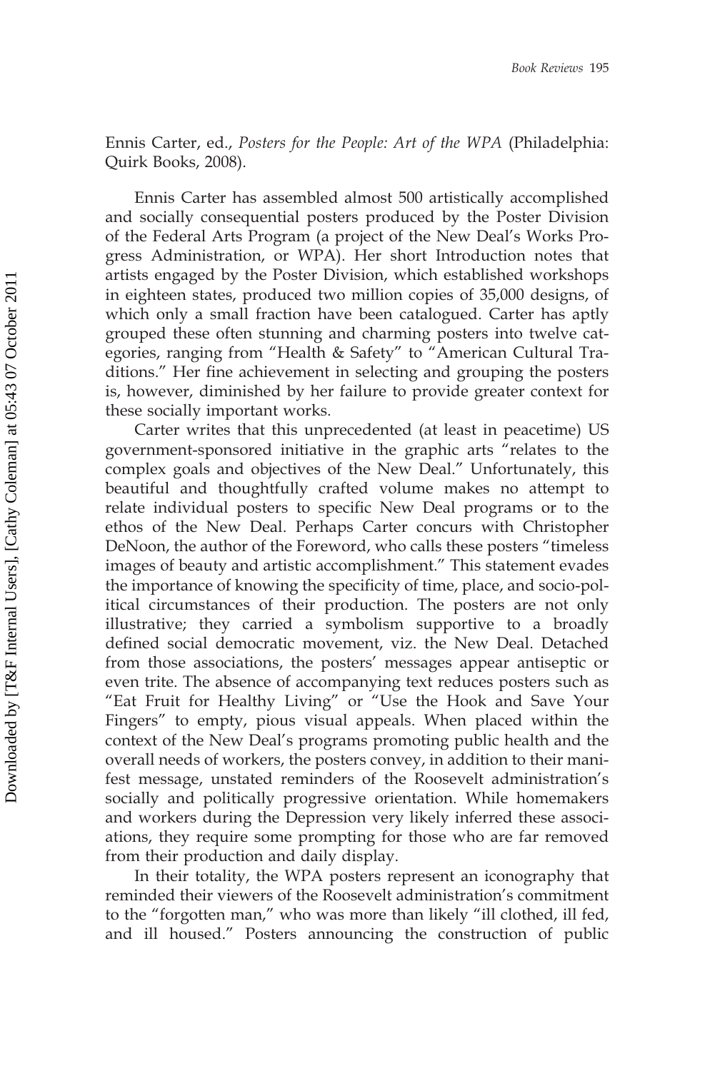Ennis Carter, ed., *Posters for the People: Art of the WPA* (Philadelphia: Quirk Books, 2008).

Ennis Carter has assembled almost 500 artistically accomplished and socially consequential posters produced by the Poster Division of the Federal Arts Program (a project of the New Deal's Works Progress Administration, or WPA). Her short Introduction notes that artists engaged by the Poster Division, which established workshops in eighteen states, produced two million copies of 35,000 designs, of which only a small fraction have been catalogued. Carter has aptly grouped these often stunning and charming posters into twelve categories, ranging from "Health & Safety" to "American Cultural Traditions." Her fine achievement in selecting and grouping the posters is, however, diminished by her failure to provide greater context for these socially important works.

Carter writes that this unprecedented (at least in peacetime) US government-sponsored initiative in the graphic arts "relates to the complex goals and objectives of the New Deal." Unfortunately, this beautiful and thoughtfully crafted volume makes no attempt to relate individual posters to specific New Deal programs or to the ethos of the New Deal. Perhaps Carter concurs with Christopher DeNoon, the author of the Foreword, who calls these posters "timeless images of beauty and artistic accomplishment." This statement evades the importance of knowing the specificity of time, place, and socio-political circumstances of their production. The posters are not only illustrative; they carried a symbolism supportive to a broadly defined social democratic movement, viz. the New Deal. Detached from those associations, the posters' messages appear antiseptic or even trite. The absence of accompanying text reduces posters such as "Eat Fruit for Healthy Living" or "Use the Hook and Save Your Fingers" to empty, pious visual appeals. When placed within the context of the New Deal's programs promoting public health and the overall needs of workers, the posters convey, in addition to their manifest message, unstated reminders of the Roosevelt administration's socially and politically progressive orientation. While homemakers and workers during the Depression very likely inferred these associations, they require some prompting for those who are far removed from their production and daily display.

In their totality, the WPA posters represent an iconography that reminded their viewers of the Roosevelt administration's commitment to the "forgotten man," who was more than likely "ill clothed, ill fed, and ill housed." Posters announcing the construction of public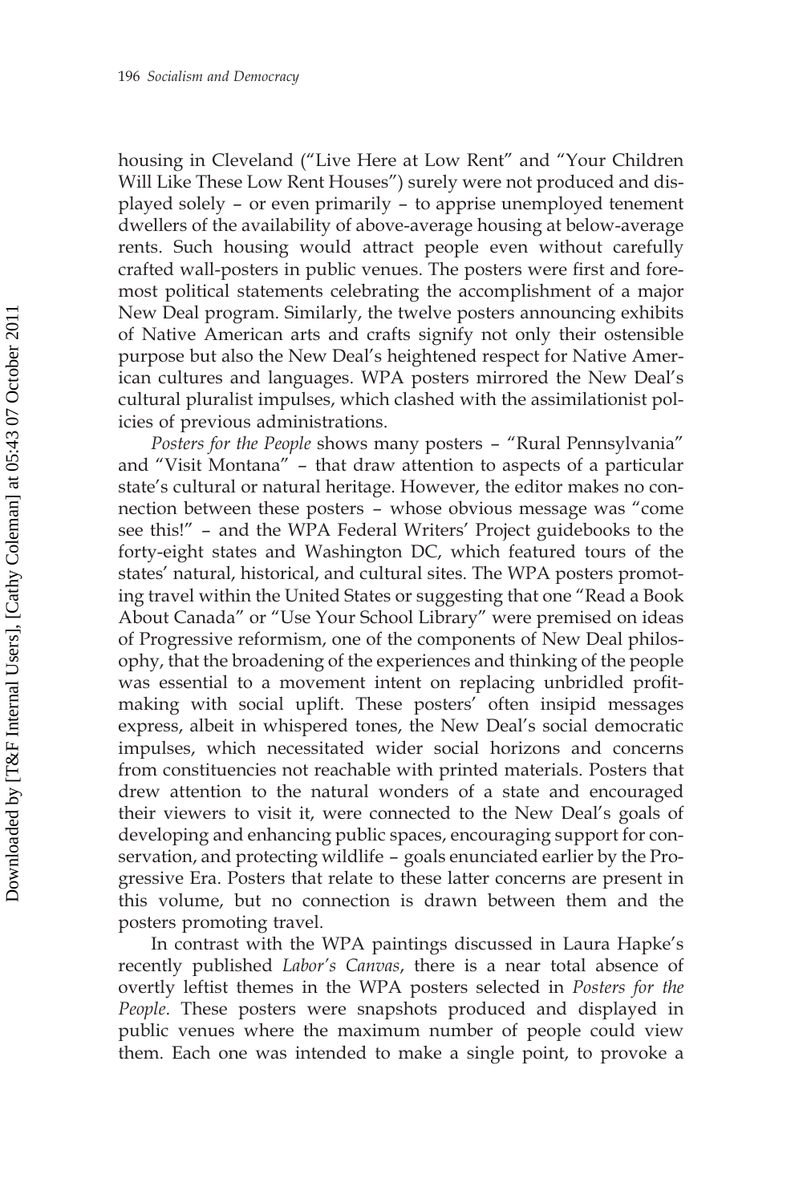housing in Cleveland ("Live Here at Low Rent" and "Your Children Will Like These Low Rent Houses") surely were not produced and displayed solely – or even primarily – to apprise unemployed tenement dwellers of the availability of above-average housing at below-average rents. Such housing would attract people even without carefully crafted wall-posters in public venues. The posters were first and foremost political statements celebrating the accomplishment of a major New Deal program. Similarly, the twelve posters announcing exhibits of Native American arts and crafts signify not only their ostensible purpose but also the New Deal's heightened respect for Native American cultures and languages. WPA posters mirrored the New Deal's cultural pluralist impulses, which clashed with the assimilationist policies of previous administrations.

*Posters for the People* shows many posters – "Rural Pennsylvania" and "Visit Montana" – that draw attention to aspects of a particular state's cultural or natural heritage. However, the editor makes no connection between these posters – whose obvious message was "come see this!" – and the WPA Federal Writers' Project guidebooks to the forty-eight states and Washington DC, which featured tours of the states' natural, historical, and cultural sites. The WPA posters promoting travel within the United States or suggesting that one "Read a Book About Canada" or "Use Your School Library" were premised on ideas of Progressive reformism, one of the components of New Deal philosophy, that the broadening of the experiences and thinking of the people was essential to a movement intent on replacing unbridled profit-making with social uplift. These posters' often insipid messages express, albeit in whispered tones, the New Deal's social democratic impulses, which necessitated wider social horizons and concerns from constituencies not reachable with printed materials. Posters that drew attention to the natural wonders of a state and encouraged their viewers to visit it, were connected to the New Deal's goals of developing and enhancing public spaces, encouraging support for conservation, and protecting wildlife – goals enunciated earlier by the Progressive Era. Posters that relate to these latter concerns are present in this volume, but no connection is drawn between them and the posters promoting travel.

In contrast with the WPA paintings discussed in Laura Hapke's recently published *Labor's Canvas*, there is a near total absence of overtly leftist themes in the WPA posters selected in *Posters for the People*. These posters were snapshots produced and displayed in public venues where the maximum number of people could view them. Each one was intended to make a single point, to provoke a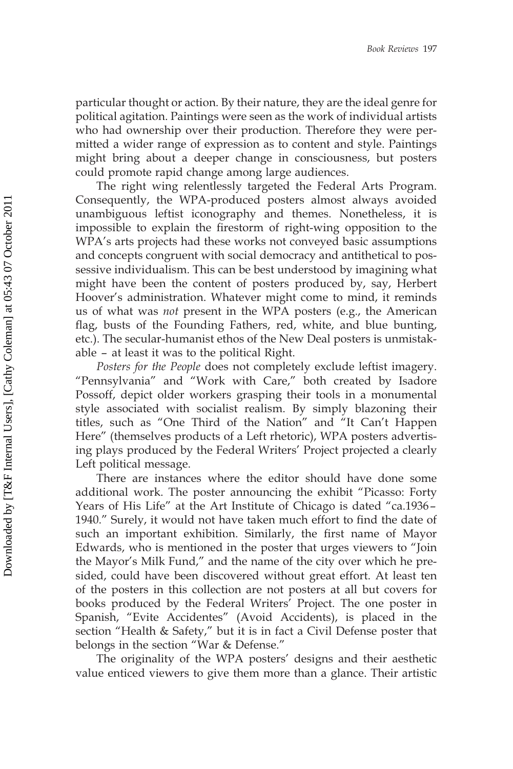particular thought or action. By their nature, they are the ideal genre for political agitation. Paintings were seen as the work of individual artists who had ownership over their production. Therefore they were permitted a wider range of expression as to content and style. Paintings might bring about a deeper change in consciousness, but posters could promote rapid change among large audiences.

The right wing relentlessly targeted the Federal Arts Program. Consequently, the WPA-produced posters almost always avoided unambiguous leftist iconography and themes. Nonetheless, it is impossible to explain the firestorm of right-wing opposition to the WPA's arts projects had these works not conveyed basic assumptions and concepts congruent with social democracy and antithetical to possessive individualism. This can be best understood by imagining what might have been the content of posters produced by, say, Herbert Hoover's administration. Whatever might come to mind, it reminds us of what was *not* present in the WPA posters (e.g., the American flag, busts of the Founding Fathers, red, white, and blue bunting, etc.). The secular-humanist ethos of the New Deal posters is unmistakable – at least it was to the political Right.

*Posters for the People* does not completely exclude leftist imagery. "Pennsylvania" and "Work with Care," both created by Isadore Possoff, depict older workers grasping their tools in a monumental style associated with socialist realism. By simply blazoning their titles, such as "One Third of the Nation" and "It Can't Happen Here" (themselves products of a Left rhetoric), WPA posters advertising plays produced by the Federal Writers' Project projected a clearly Left political message.

There are instances where the editor should have done some additional work. The poster announcing the exhibit "Picasso: Forty Years of His Life" at the Art Institute of Chicago is dated "ca.1936–1940." Surely, it would not have taken much effort to find the date of such an important exhibition. Similarly, the first name of Mayor Edwards, who is mentioned in the poster that urges viewers to "Join the Mayor's Milk Fund," and the name of the city over which he presided, could have been discovered without great effort. At least ten of the posters in this collection are not posters at all but covers for books produced by the Federal Writers' Project. The one poster in Spanish, "Evite Accidentes" (Avoid Accidents), is placed in the section "Health & Safety," but it is in fact a Civil Defense poster that belongs in the section "War & Defense."

The originality of the WPA posters' designs and their aesthetic value enticed viewers to give them more than a glance. Their artistic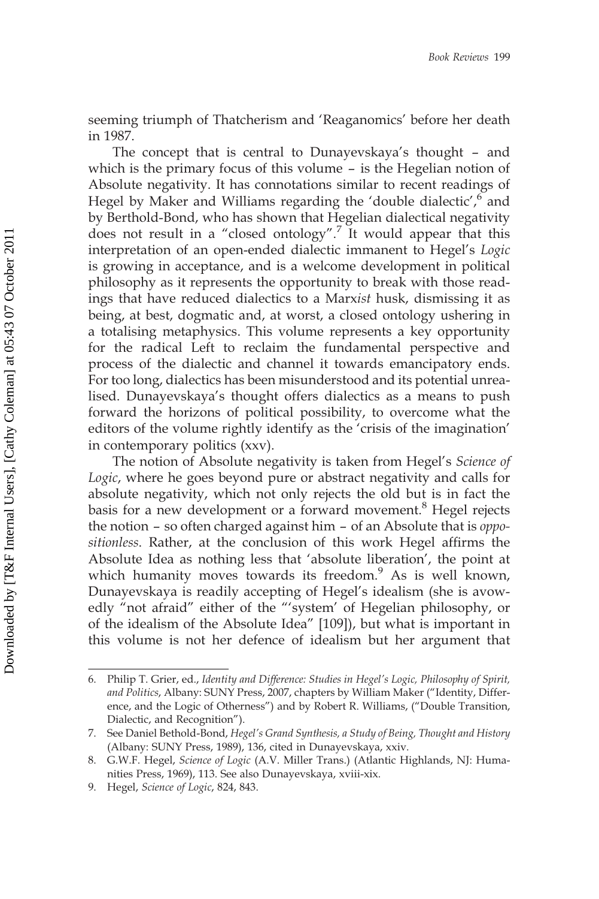seeming triumph of Thatcherism and 'Reaganomics' before her death in 1987.

The concept that is central to Dunayevskaya's thought – and which is the primary focus of this volume – is the Hegelian notion of Absolute negativity. It has connotations similar to recent readings of Hegel by Maker and Williams regarding the 'double dialectic',[6] and by Berthold-Bond, who has shown that Hegelian dialectical negativity does not result in a "closed ontology".[7] It would appear that this interpretation of an open-ended dialectic immanent to Hegel's *Logic* is growing in acceptance, and is a welcome development in political philosophy as it represents the opportunity to break with those readings that have reduced dialectics to a Marx*ist* husk, dismissing it as being, at best, dogmatic and, at worst, a closed ontology ushering in a totalising metaphysics. This volume represents a key opportunity for the radical Left to reclaim the fundamental perspective and process of the dialectic and channel it towards emancipatory ends. For too long, dialectics has been misunderstood and its potential unrealised. Dunayevskaya's thought offers dialectics as a means to push forward the horizons of political possibility, to overcome what the editors of the volume rightly identify as the 'crisis of the imagination' in contemporary politics (xxv).

The notion of Absolute negativity is taken from Hegel's *Science of Logic*, where he goes beyond pure or abstract negativity and calls for absolute negativity, which not only rejects the old but is in fact the basis for a new development or a forward movement.[8] Hegel rejects the notion – so often charged against him – of an Absolute that is *oppositionless*. Rather, at the conclusion of this work Hegel affirms the Absolute Idea as nothing less that 'absolute liberation', the point at which humanity moves towards its freedom.[9] As is well known, Dunayevskaya is readily accepting of Hegel's idealism (she is avowedly "not afraid" either of the "'system' of Hegelian philosophy, or of the idealism of the Absolute Idea" [109]), but what is important in this volume is not her defence of idealism but her argument that

---

6. Philip T. Grier, ed., *Identity and Difference: Studies in Hegel's Logic, Philosophy of Spirit, and Politics*, Albany: SUNY Press, 2007, chapters by William Maker ("Identity, Difference, and the Logic of Otherness") and by Robert R. Williams, ("Double Transition, Dialectic, and Recognition").
7. See Daniel Bethold-Bond, *Hegel's Grand Synthesis, a Study of Being, Thought and History* (Albany: SUNY Press, 1989), 136, cited in Dunayevskaya, xxiv.
8. G.W.F. Hegel, *Science of Logic* (A.V. Miller Trans.) (Atlantic Highlands, NJ: Humanities Press, 1969), 113. See also Dunayevskaya, xviii-xix.
9. Hegel, *Science of Logic*, 824, 843.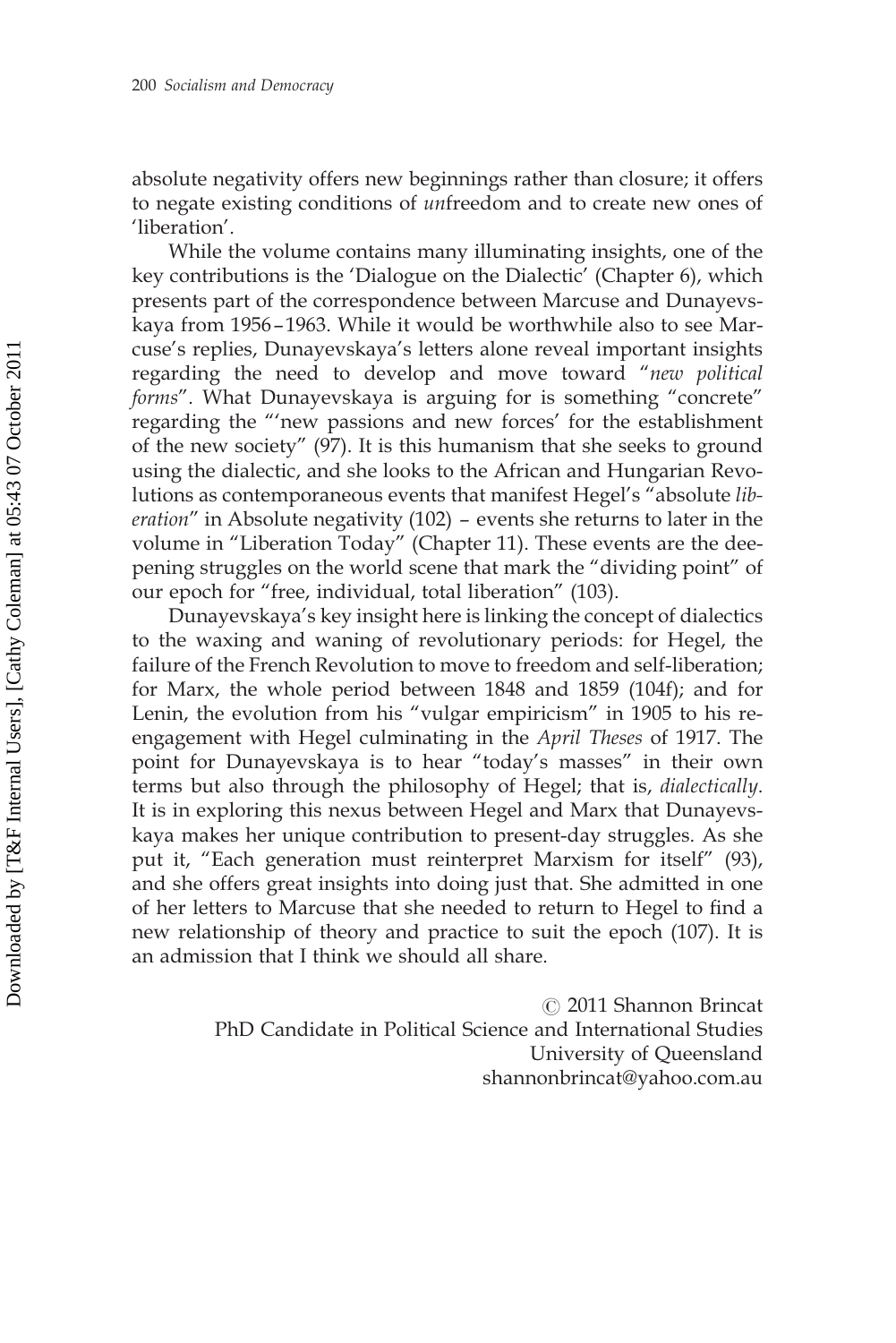absolute negativity offers new beginnings rather than closure; it offers to negate existing conditions of *un*freedom and to create new ones of 'liberation'.

While the volume contains many illuminating insights, one of the key contributions is the 'Dialogue on the Dialectic' (Chapter 6), which presents part of the correspondence between Marcuse and Dunayevskaya from 1956–1963. While it would be worthwhile also to see Marcuse's replies, Dunayevskaya's letters alone reveal important insights regarding the need to develop and move toward "*new political forms*". What Dunayevskaya is arguing for is something "concrete" regarding the "'new passions and new forces' for the establishment of the new society" (97). It is this humanism that she seeks to ground using the dialectic, and she looks to the African and Hungarian Revolutions as contemporaneous events that manifest Hegel's "absolute *liberation*" in Absolute negativity (102) – events she returns to later in the volume in "Liberation Today" (Chapter 11). These events are the deepening struggles on the world scene that mark the "dividing point" of our epoch for "free, individual, total liberation" (103).

Dunayevskaya's key insight here is linking the concept of dialectics to the waxing and waning of revolutionary periods: for Hegel, the failure of the French Revolution to move to freedom and self-liberation; for Marx, the whole period between 1848 and 1859 (104f); and for Lenin, the evolution from his "vulgar empiricism" in 1905 to his re-engagement with Hegel culminating in the *April Theses* of 1917. The point for Dunayevskaya is to hear "today's masses" in their own terms but also through the philosophy of Hegel; that is, *dialectically*. It is in exploring this nexus between Hegel and Marx that Dunayevskaya makes her unique contribution to present-day struggles. As she put it, "Each generation must reinterpret Marxism for itself" (93), and she offers great insights into doing just that. She admitted in one of her letters to Marcuse that she needed to return to Hegel to find a new relationship of theory and practice to suit the epoch (107). It is an admission that I think we should all share.

© 2011 Shannon Brincat
PhD Candidate in Political Science and International Studies
University of Queensland
shannonbrincat@yahoo.com.au